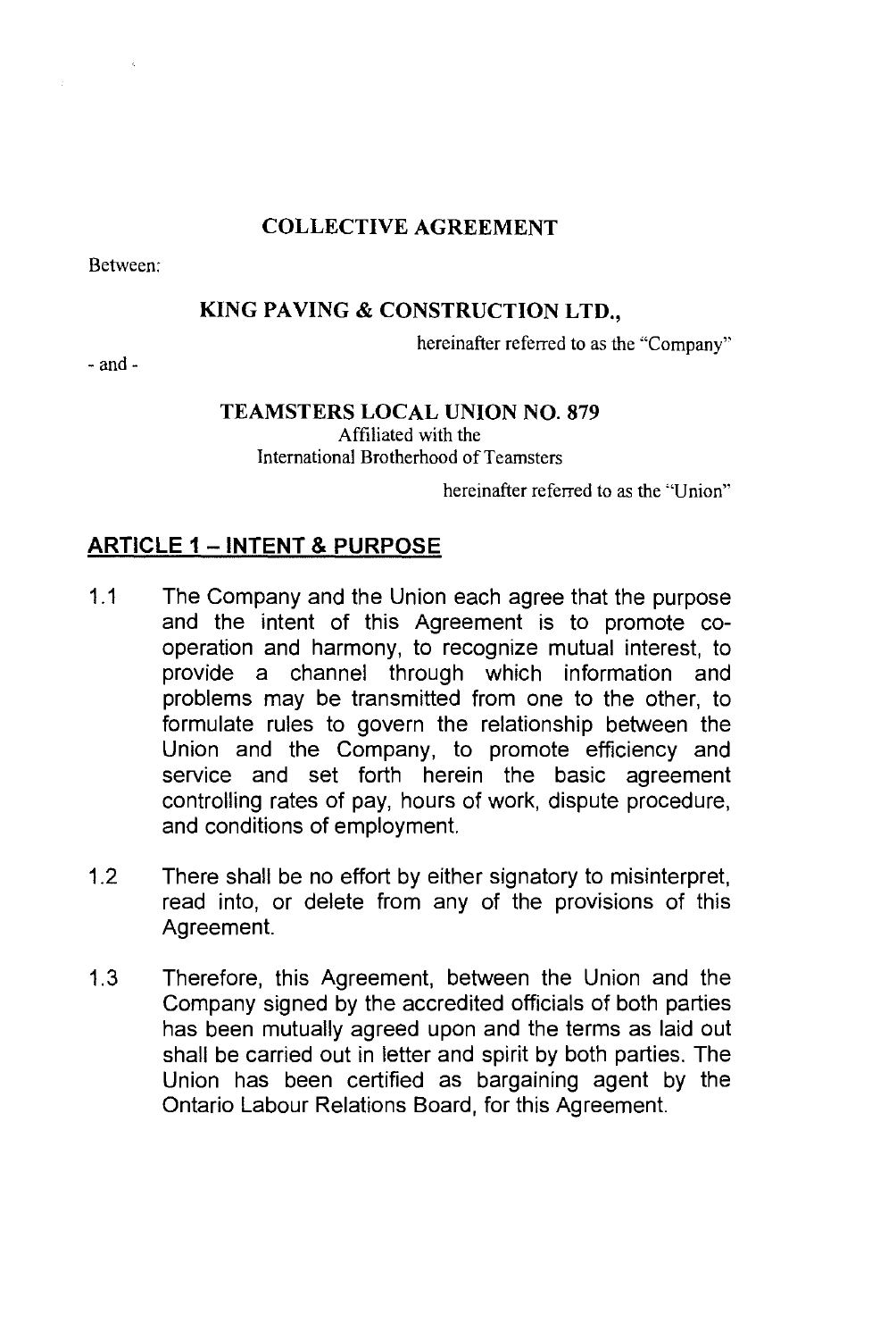# COLLECTIVE AGREEMENT

Between:

**KING PAVING & CONSTRUCTION LTD.,**

hereinafter referred to as the "Company"

- and -

**TEAMSTERS LOCAL UNION NO. 879**
Affiliated with the
International Brotherhood of Teamsters

hereinafter referred to as the "Union"

## ARTICLE 1 – INTENT & PURPOSE

1.1 The Company and the Union each agree that the purpose and the intent of this Agreement is to promote co-operation and harmony, to recognize mutual interest, to provide a channel through which information and problems may be transmitted from one to the other, to formulate rules to govern the relationship between the Union and the Company, to promote efficiency and service and set forth herein the basic agreement controlling rates of pay, hours of work, dispute procedure, and conditions of employment.

1.2 There shall be no effort by either signatory to misinterpret, read into, or delete from any of the provisions of this Agreement.

1.3 Therefore, this Agreement, between the Union and the Company signed by the accredited officials of both parties has been mutually agreed upon and the terms as laid out shall be carried out in letter and spirit by both parties. The Union has been certified as bargaining agent by the Ontario Labour Relations Board, for this Agreement.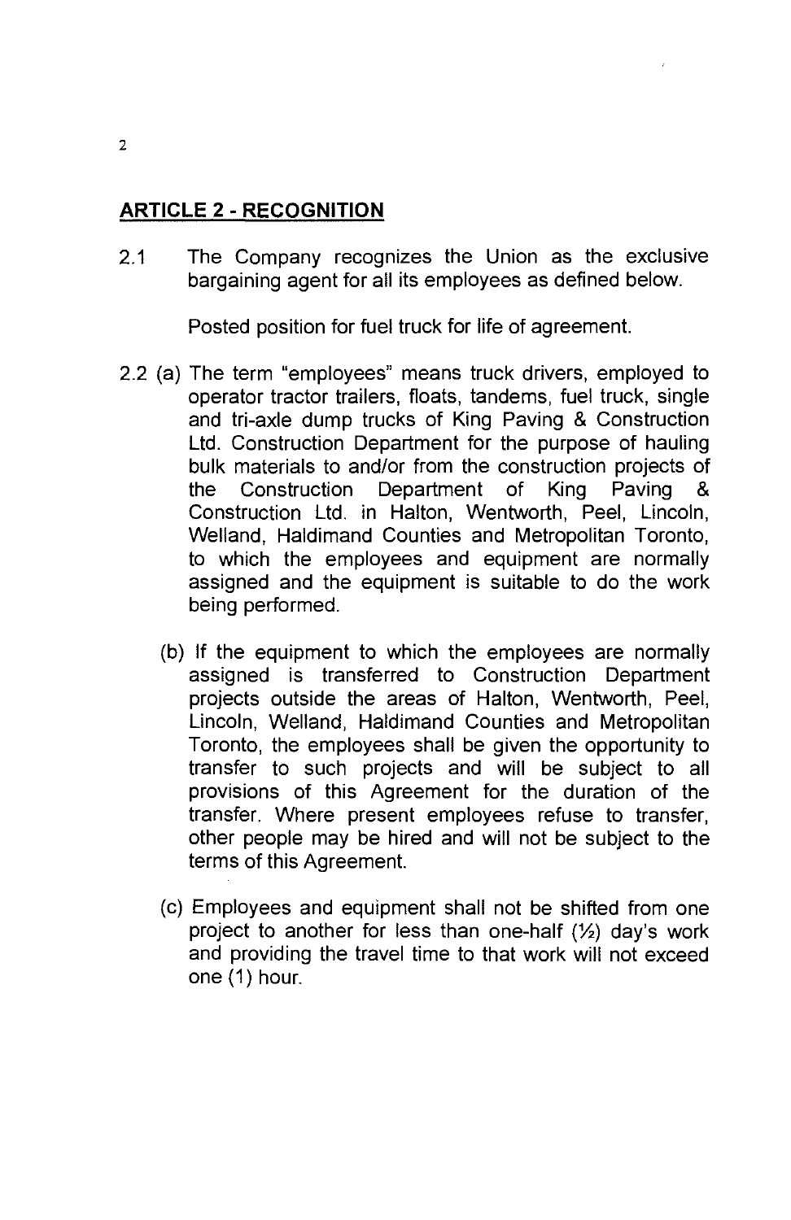## ARTICLE 2 - RECOGNITION

2.1 The Company recognizes the Union as the exclusive bargaining agent for all its employees as defined below.

Posted position for fuel truck for life of agreement.

2.2 (a) The term "employees" means truck drivers, employed to operator tractor trailers, floats, tandems, fuel truck, single and tri-axle dump trucks of King Paving & Construction Ltd. Construction Department for the purpose of hauling bulk materials to and/or from the construction projects of the Construction Department of King Paving & Construction Ltd. in Halton, Wentworth, Peel, Lincoln, Welland, Haldimand Counties and Metropolitan Toronto, to which the employees and equipment are normally assigned and the equipment is suitable to do the work being performed.

(b) If the equipment to which the employees are normally assigned is transferred to Construction Department projects outside the areas of Halton, Wentworth, Peel, Lincoln, Welland, Haldimand Counties and Metropolitan Toronto, the employees shall be given the opportunity to transfer to such projects and will be subject to all provisions of this Agreement for the duration of the transfer. Where present employees refuse to transfer, other people may be hired and will not be subject to the terms of this Agreement.

(c) Employees and equipment shall not be shifted from one project to another for less than one-half (½) day's work and providing the travel time to that work will not exceed one (1) hour.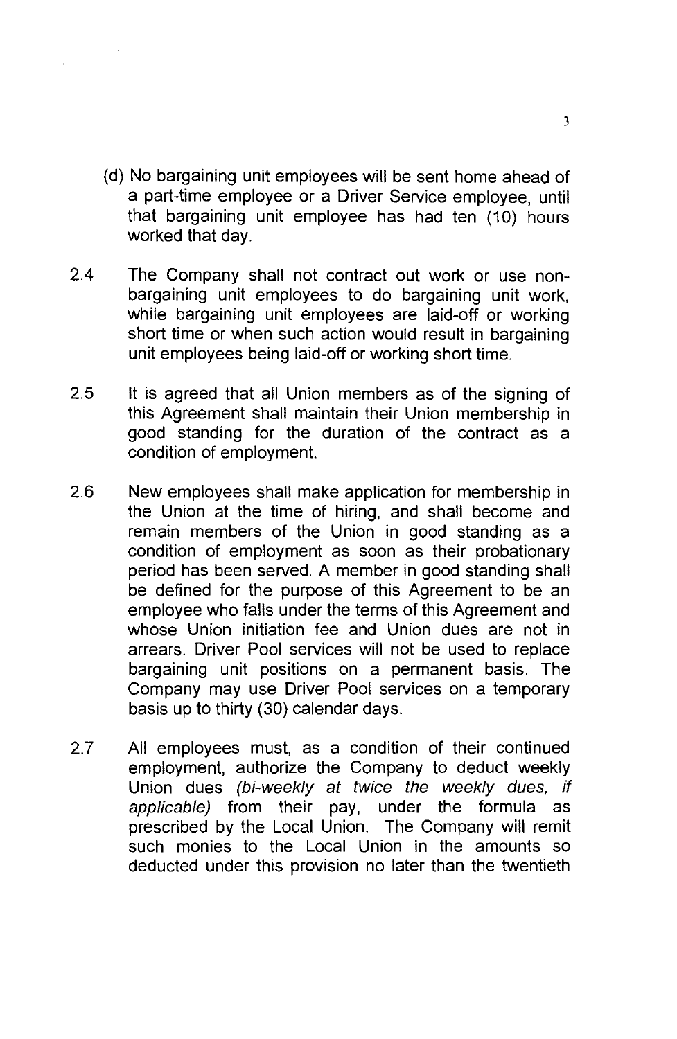(d) No bargaining unit employees will be sent home ahead of a part-time employee or a Driver Service employee, until that bargaining unit employee has had ten (10) hours worked that day.

2.4 The Company shall not contract out work or use non-bargaining unit employees to do bargaining unit work, while bargaining unit employees are laid-off or working short time or when such action would result in bargaining unit employees being laid-off or working short time.

2.5 It is agreed that all Union members as of the signing of this Agreement shall maintain their Union membership in good standing for the duration of the contract as a condition of employment.

2.6 New employees shall make application for membership in the Union at the time of hiring, and shall become and remain members of the Union in good standing as a condition of employment as soon as their probationary period has been served. A member in good standing shall be defined for the purpose of this Agreement to be an employee who falls under the terms of this Agreement and whose Union initiation fee and Union dues are not in arrears. Driver Pool services will not be used to replace bargaining unit positions on a permanent basis. The Company may use Driver Pool services on a temporary basis up to thirty (30) calendar days.

2.7 All employees must, as a condition of their continued employment, authorize the Company to deduct weekly Union dues *(bi-weekly at twice the weekly dues, if applicable)* from their pay, under the formula as prescribed by the Local Union. The Company will remit such monies to the Local Union in the amounts so deducted under this provision no later than the twentieth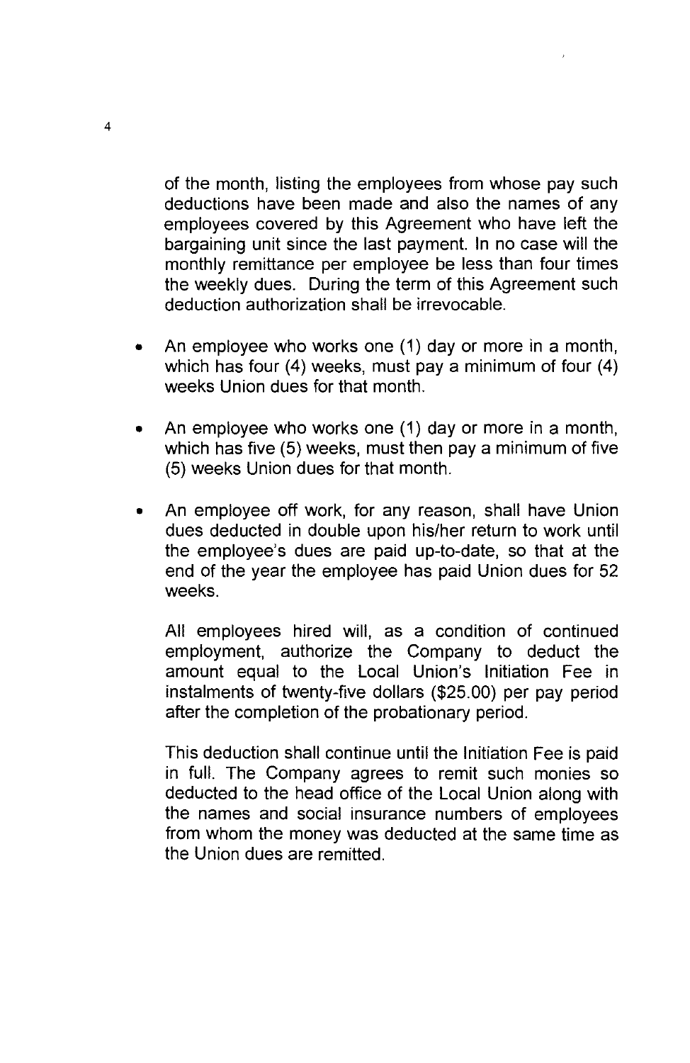of the month, listing the employees from whose pay such deductions have been made and also the names of any employees covered by this Agreement who have left the bargaining unit since the last payment. In no case will the monthly remittance per employee be less than four times the weekly dues. During the term of this Agreement such deduction authorization shall be irrevocable.

- An employee who works one (1) day or more in a month, which has four (4) weeks, must pay a minimum of four (4) weeks Union dues for that month.
- An employee who works one (1) day or more in a month, which has five (5) weeks, must then pay a minimum of five (5) weeks Union dues for that month.
- An employee off work, for any reason, shall have Union dues deducted in double upon his/her return to work until the employee's dues are paid up-to-date, so that at the end of the year the employee has paid Union dues for 52 weeks.

All employees hired will, as a condition of continued employment, authorize the Company to deduct the amount equal to the Local Union's Initiation Fee in instalments of twenty-five dollars ($25.00) per pay period after the completion of the probationary period.

This deduction shall continue until the Initiation Fee is paid in full. The Company agrees to remit such monies so deducted to the head office of the Local Union along with the names and social insurance numbers of employees from whom the money was deducted at the same time as the Union dues are remitted.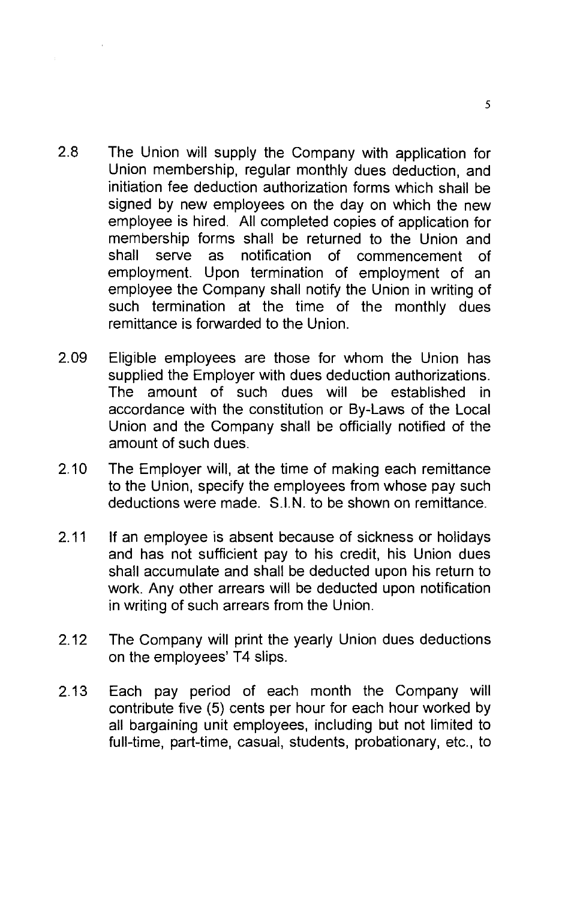2.8 The Union will supply the Company with application for Union membership, regular monthly dues deduction, and initiation fee deduction authorization forms which shall be signed by new employees on the day on which the new employee is hired. All completed copies of application for membership forms shall be returned to the Union and shall serve as notification of commencement of employment. Upon termination of employment of an employee the Company shall notify the Union in writing of such termination at the time of the monthly dues remittance is forwarded to the Union.

2.09 Eligible employees are those for whom the Union has supplied the Employer with dues deduction authorizations. The amount of such dues will be established in accordance with the constitution or By-Laws of the Local Union and the Company shall be officially notified of the amount of such dues.

2.10 The Employer will, at the time of making each remittance to the Union, specify the employees from whose pay such deductions were made. S.I.N. to be shown on remittance.

2.11 If an employee is absent because of sickness or holidays and has not sufficient pay to his credit, his Union dues shall accumulate and shall be deducted upon his return to work. Any other arrears will be deducted upon notification in writing of such arrears from the Union.

2.12 The Company will print the yearly Union dues deductions on the employees' T4 slips.

2.13 Each pay period of each month the Company will contribute five (5) cents per hour for each hour worked by all bargaining unit employees, including but not limited to full-time, part-time, casual, students, probationary, etc., to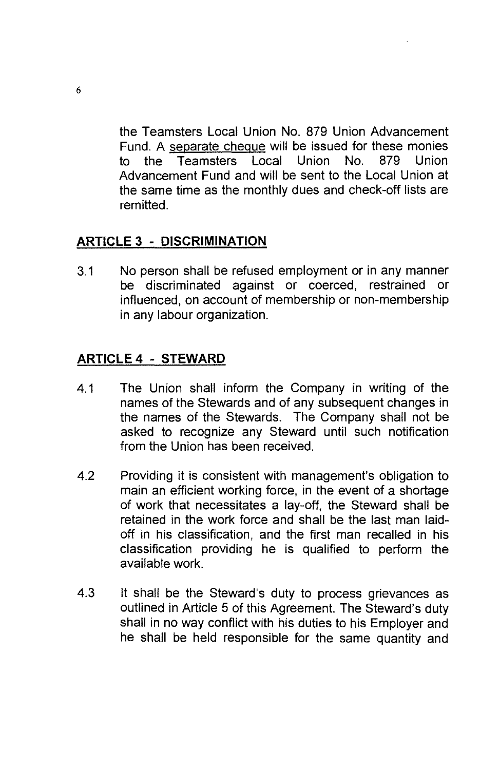the Teamsters Local Union No. 879 Union Advancement Fund. A separate cheque will be issued for these monies to the Teamsters Local Union No. 879 Union Advancement Fund and will be sent to the Local Union at the same time as the monthly dues and check-off lists are remitted.

## ARTICLE 3 - DISCRIMINATION

3.1 No person shall be refused employment or in any manner be discriminated against or coerced, restrained or influenced, on account of membership or non-membership in any labour organization.

## ARTICLE 4 - STEWARD

4.1 The Union shall inform the Company in writing of the names of the Stewards and of any subsequent changes in the names of the Stewards. The Company shall not be asked to recognize any Steward until such notification from the Union has been received.

4.2 Providing it is consistent with management's obligation to main an efficient working force, in the event of a shortage of work that necessitates a lay-off, the Steward shall be retained in the work force and shall be the last man laid-off in his classification, and the first man recalled in his classification providing he is qualified to perform the available work.

4.3 It shall be the Steward's duty to process grievances as outlined in Article 5 of this Agreement. The Steward's duty shall in no way conflict with his duties to his Employer and he shall be held responsible for the same quantity and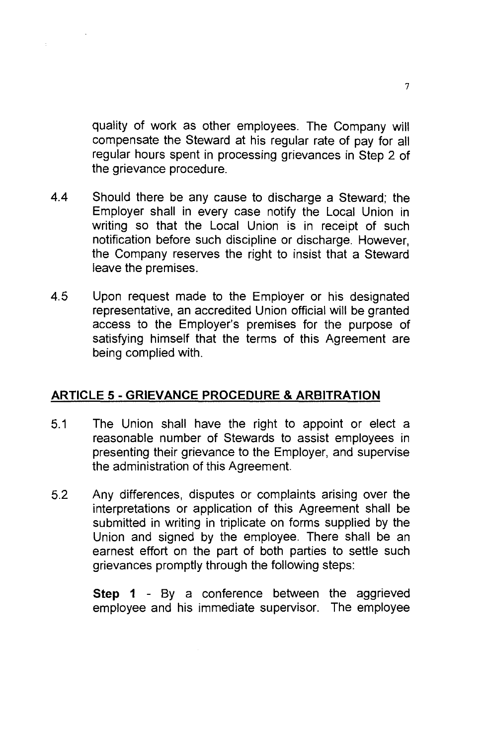quality of work as other employees. The Company will compensate the Steward at his regular rate of pay for all regular hours spent in processing grievances in Step 2 of the grievance procedure.

4.4 Should there be any cause to discharge a Steward; the Employer shall in every case notify the Local Union in writing so that the Local Union is in receipt of such notification before such discipline or discharge. However, the Company reserves the right to insist that a Steward leave the premises.

4.5 Upon request made to the Employer or his designated representative, an accredited Union official will be granted access to the Employer's premises for the purpose of satisfying himself that the terms of this Agreement are being complied with.

## ARTICLE 5 - GRIEVANCE PROCEDURE & ARBITRATION

5.1 The Union shall have the right to appoint or elect a reasonable number of Stewards to assist employees in presenting their grievance to the Employer, and supervise the administration of this Agreement.

5.2 Any differences, disputes or complaints arising over the interpretations or application of this Agreement shall be submitted in writing in triplicate on forms supplied by the Union and signed by the employee. There shall be an earnest effort on the part of both parties to settle such grievances promptly through the following steps:

**Step 1** - By a conference between the aggrieved employee and his immediate supervisor. The employee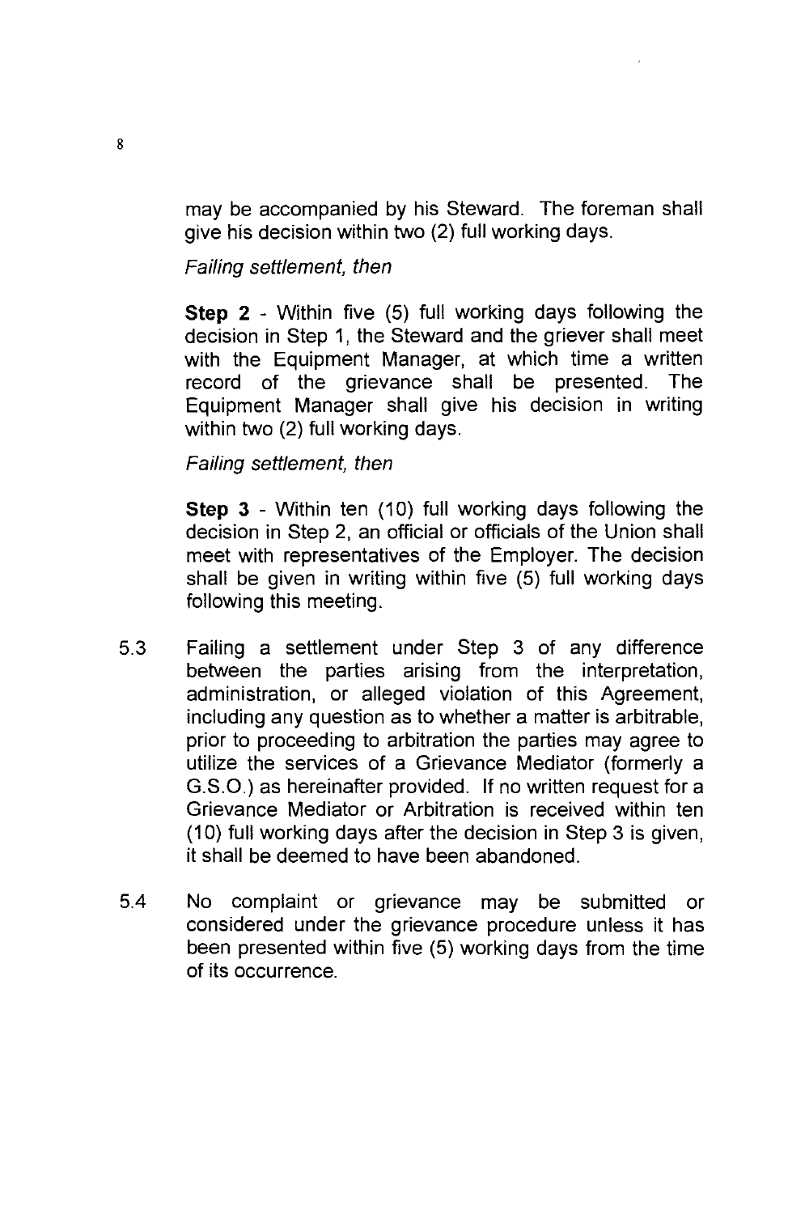may be accompanied by his Steward. The foreman shall give his decision within two (2) full working days.

*Failing settlement, then*

**Step 2** - Within five (5) full working days following the decision in Step 1, the Steward and the griever shall meet with the Equipment Manager, at which time a written record of the grievance shall be presented. The Equipment Manager shall give his decision in writing within two (2) full working days.

*Failing settlement, then*

**Step 3** - Within ten (10) full working days following the decision in Step 2, an official or officials of the Union shall meet with representatives of the Employer. The decision shall be given in writing within five (5) full working days following this meeting.

5.3 Failing a settlement under Step 3 of any difference between the parties arising from the interpretation, administration, or alleged violation of this Agreement, including any question as to whether a matter is arbitrable, prior to proceeding to arbitration the parties may agree to utilize the services of a Grievance Mediator (formerly a G.S.O.) as hereinafter provided. If no written request for a Grievance Mediator or Arbitration is received within ten (10) full working days after the decision in Step 3 is given, it shall be deemed to have been abandoned.

5.4 No complaint or grievance may be submitted or considered under the grievance procedure unless it has been presented within five (5) working days from the time of its occurrence.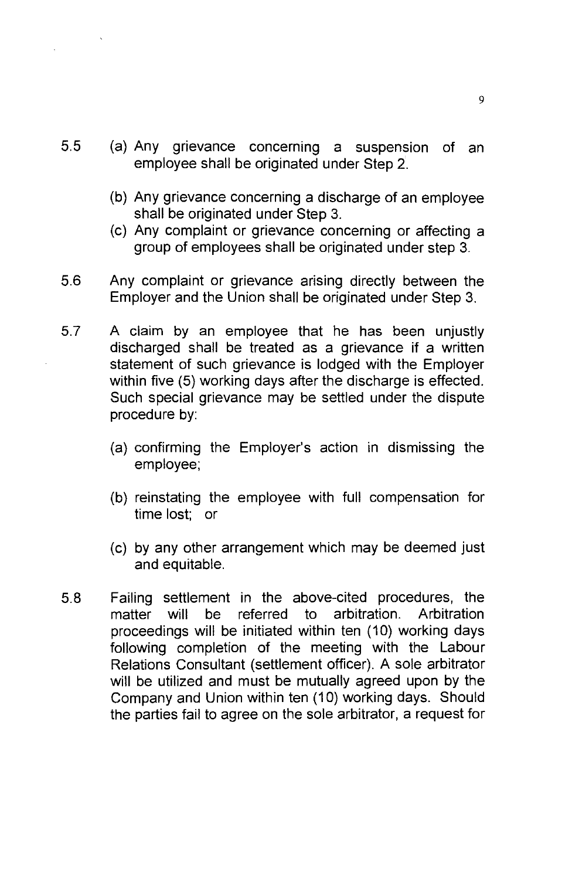5.5 (a) Any grievance concerning a suspension of an employee shall be originated under Step 2.

(b) Any grievance concerning a discharge of an employee shall be originated under Step 3.

(c) Any complaint or grievance concerning or affecting a group of employees shall be originated under step 3.

5.6 Any complaint or grievance arising directly between the Employer and the Union shall be originated under Step 3.

5.7 A claim by an employee that he has been unjustly discharged shall be treated as a grievance if a written statement of such grievance is lodged with the Employer within five (5) working days after the discharge is effected. Such special grievance may be settled under the dispute procedure by:

(a) confirming the Employer's action in dismissing the employee;

(b) reinstating the employee with full compensation for time lost; or

(c) by any other arrangement which may be deemed just and equitable.

5.8 Failing settlement in the above-cited procedures, the matter will be referred to arbitration. Arbitration proceedings will be initiated within ten (10) working days following completion of the meeting with the Labour Relations Consultant (settlement officer). A sole arbitrator will be utilized and must be mutually agreed upon by the Company and Union within ten (10) working days. Should the parties fail to agree on the sole arbitrator, a request for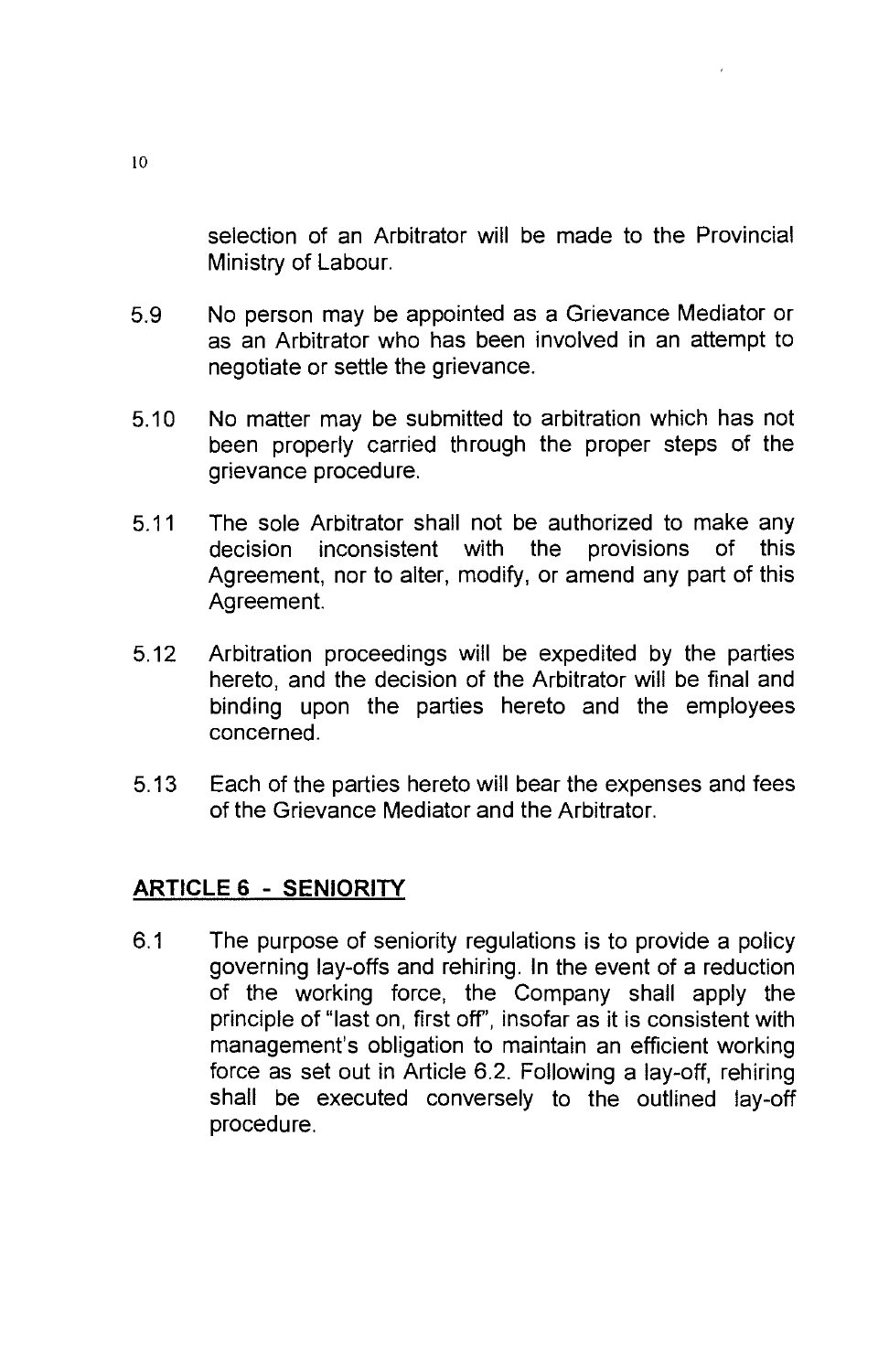selection of an Arbitrator will be made to the Provincial Ministry of Labour.

5.9 No person may be appointed as a Grievance Mediator or as an Arbitrator who has been involved in an attempt to negotiate or settle the grievance.

5.10 No matter may be submitted to arbitration which has not been properly carried through the proper steps of the grievance procedure.

5.11 The sole Arbitrator shall not be authorized to make any decision inconsistent with the provisions of this Agreement, nor to alter, modify, or amend any part of this Agreement.

5.12 Arbitration proceedings will be expedited by the parties hereto, and the decision of the Arbitrator will be final and binding upon the parties hereto and the employees concerned.

5.13 Each of the parties hereto will bear the expenses and fees of the Grievance Mediator and the Arbitrator.

## ARTICLE 6 - SENIORITY

6.1 The purpose of seniority regulations is to provide a policy governing lay-offs and rehiring. In the event of a reduction of the working force, the Company shall apply the principle of "last on, first off", insofar as it is consistent with management's obligation to maintain an efficient working force as set out in Article 6.2. Following a lay-off, rehiring shall be executed conversely to the outlined lay-off procedure.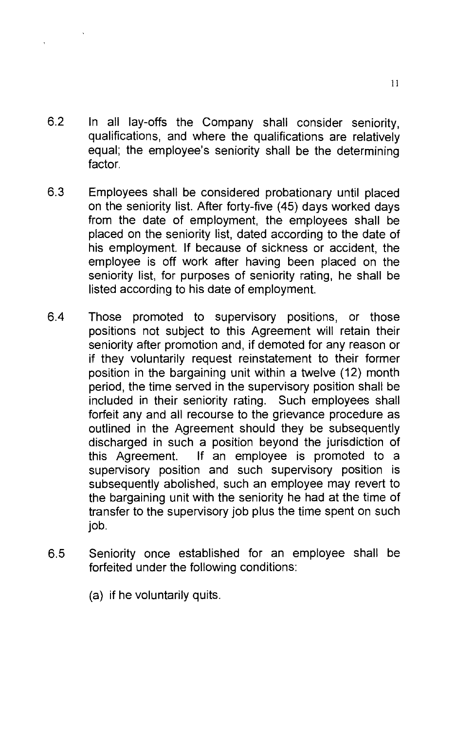6.2 In all lay-offs the Company shall consider seniority, qualifications, and where the qualifications are relatively equal; the employee's seniority shall be the determining factor.

6.3 Employees shall be considered probationary until placed on the seniority list. After forty-five (45) days worked days from the date of employment, the employees shall be placed on the seniority list, dated according to the date of his employment. If because of sickness or accident, the employee is off work after having been placed on the seniority list, for purposes of seniority rating, he shall be listed according to his date of employment.

6.4 Those promoted to supervisory positions, or those positions not subject to this Agreement will retain their seniority after promotion and, if demoted for any reason or if they voluntarily request reinstatement to their former position in the bargaining unit within a twelve (12) month period, the time served in the supervisory position shall be included in their seniority rating. Such employees shall forfeit any and all recourse to the grievance procedure as outlined in the Agreement should they be subsequently discharged in such a position beyond the jurisdiction of this Agreement. If an employee is promoted to a supervisory position and such supervisory position is subsequently abolished, such an employee may revert to the bargaining unit with the seniority he had at the time of transfer to the supervisory job plus the time spent on such job.

6.5 Seniority once established for an employee shall be forfeited under the following conditions:

(a) if he voluntarily quits.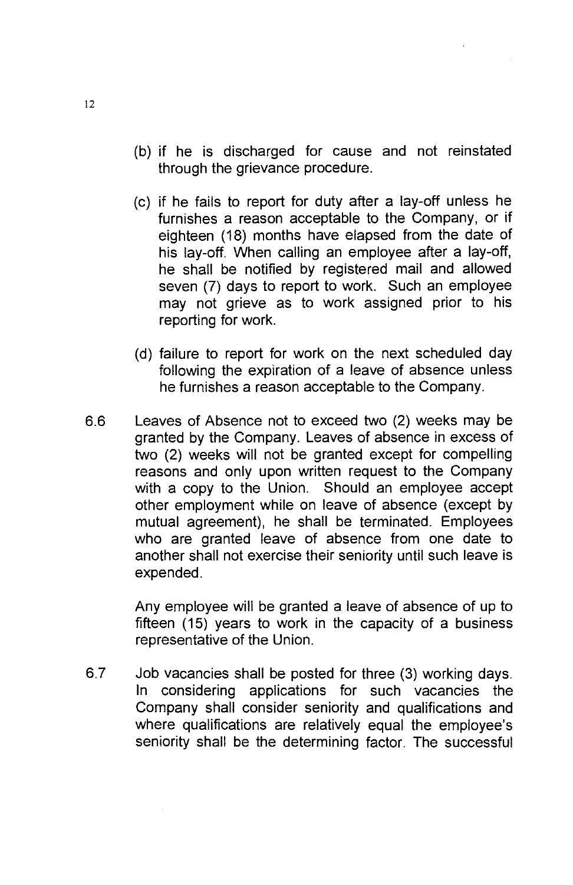(b) if he is discharged for cause and not reinstated through the grievance procedure.

(c) if he fails to report for duty after a lay-off unless he furnishes a reason acceptable to the Company, or if eighteen (18) months have elapsed from the date of his lay-off. When calling an employee after a lay-off, he shall be notified by registered mail and allowed seven (7) days to report to work. Such an employee may not grieve as to work assigned prior to his reporting for work.

(d) failure to report for work on the next scheduled day following the expiration of a leave of absence unless he furnishes a reason acceptable to the Company.

6.6 Leaves of Absence not to exceed two (2) weeks may be granted by the Company. Leaves of absence in excess of two (2) weeks will not be granted except for compelling reasons and only upon written request to the Company with a copy to the Union. Should an employee accept other employment while on leave of absence (except by mutual agreement), he shall be terminated. Employees who are granted leave of absence from one date to another shall not exercise their seniority until such leave is expended.

Any employee will be granted a leave of absence of up to fifteen (15) years to work in the capacity of a business representative of the Union.

6.7 Job vacancies shall be posted for three (3) working days. In considering applications for such vacancies the Company shall consider seniority and qualifications and where qualifications are relatively equal the employee's seniority shall be the determining factor. The successful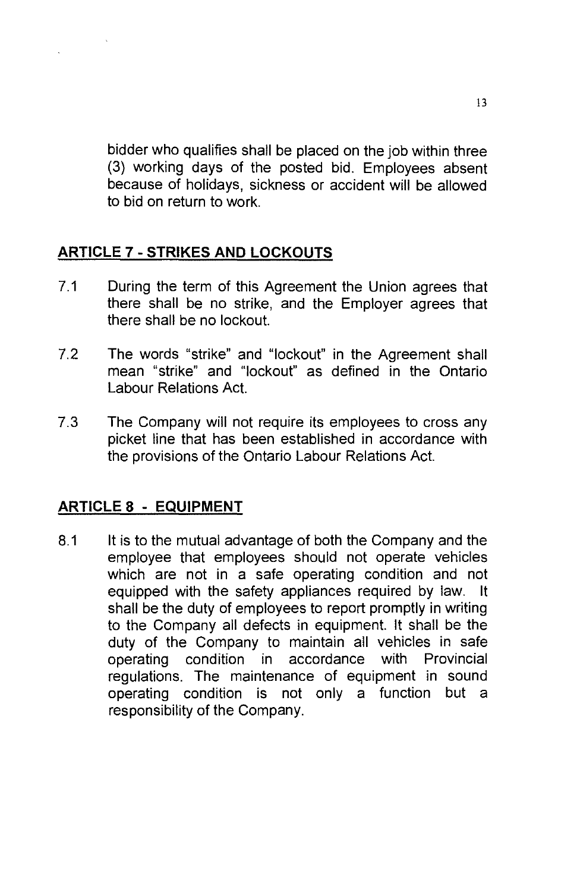bidder who qualifies shall be placed on the job within three (3) working days of the posted bid. Employees absent because of holidays, sickness or accident will be allowed to bid on return to work.

## ARTICLE 7 - STRIKES AND LOCKOUTS

7.1 During the term of this Agreement the Union agrees that there shall be no strike, and the Employer agrees that there shall be no lockout.

7.2 The words "strike" and "lockout" in the Agreement shall mean "strike" and "lockout" as defined in the Ontario Labour Relations Act.

7.3 The Company will not require its employees to cross any picket line that has been established in accordance with the provisions of the Ontario Labour Relations Act.

## ARTICLE 8 - EQUIPMENT

8.1 It is to the mutual advantage of both the Company and the employee that employees should not operate vehicles which are not in a safe operating condition and not equipped with the safety appliances required by law. It shall be the duty of employees to report promptly in writing to the Company all defects in equipment. It shall be the duty of the Company to maintain all vehicles in safe operating condition in accordance with Provincial regulations. The maintenance of equipment in sound operating condition is not only a function but a responsibility of the Company.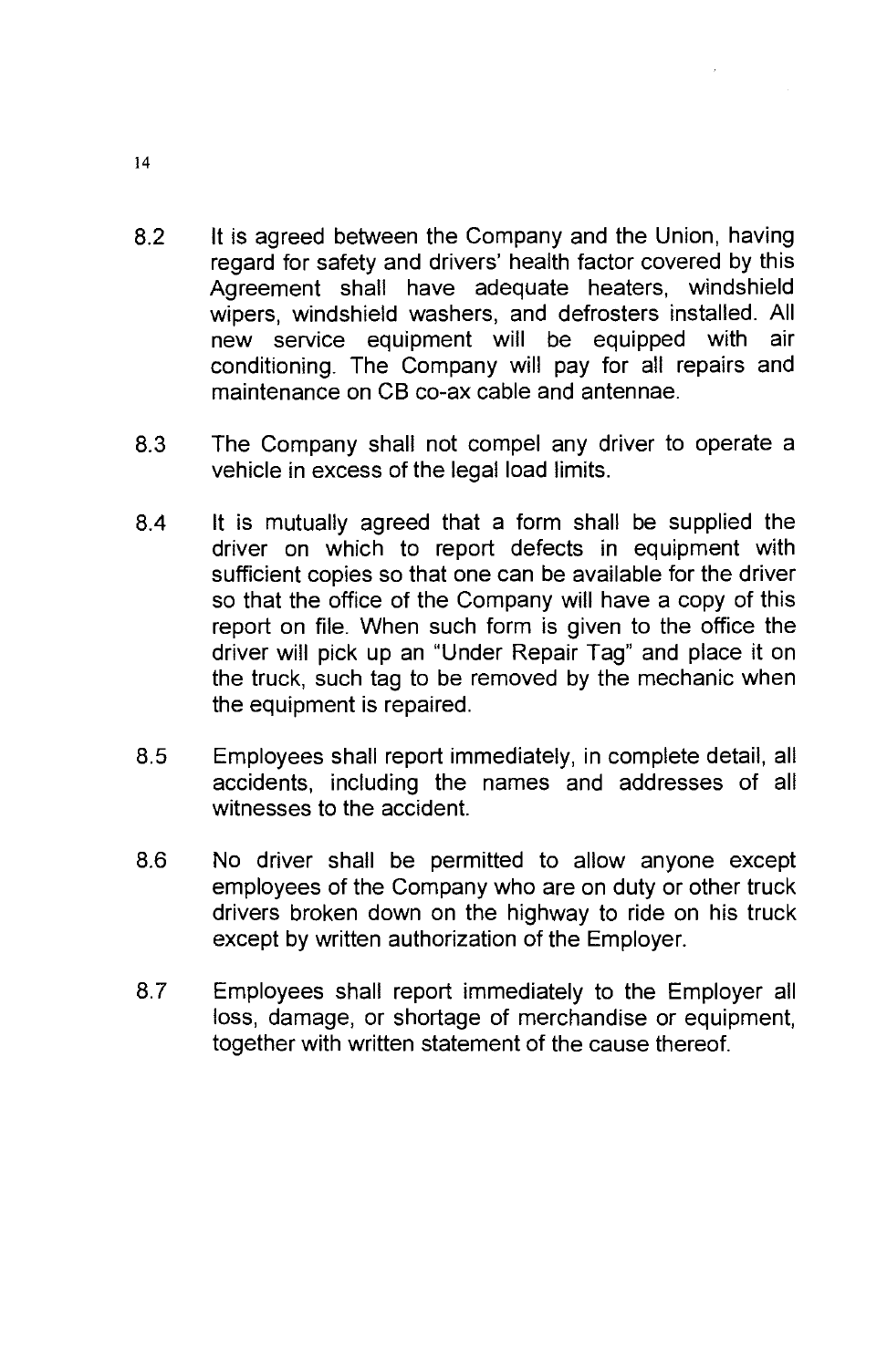8.2 It is agreed between the Company and the Union, having regard for safety and drivers' health factor covered by this Agreement shall have adequate heaters, windshield wipers, windshield washers, and defrosters installed. All new service equipment will be equipped with air conditioning. The Company will pay for all repairs and maintenance on CB co-ax cable and antennae.

8.3 The Company shall not compel any driver to operate a vehicle in excess of the legal load limits.

8.4 It is mutually agreed that a form shall be supplied the driver on which to report defects in equipment with sufficient copies so that one can be available for the driver so that the office of the Company will have a copy of this report on file. When such form is given to the office the driver will pick up an "Under Repair Tag" and place it on the truck, such tag to be removed by the mechanic when the equipment is repaired.

8.5 Employees shall report immediately, in complete detail, all accidents, including the names and addresses of all witnesses to the accident.

8.6 No driver shall be permitted to allow anyone except employees of the Company who are on duty or other truck drivers broken down on the highway to ride on his truck except by written authorization of the Employer.

8.7 Employees shall report immediately to the Employer all loss, damage, or shortage of merchandise or equipment, together with written statement of the cause thereof.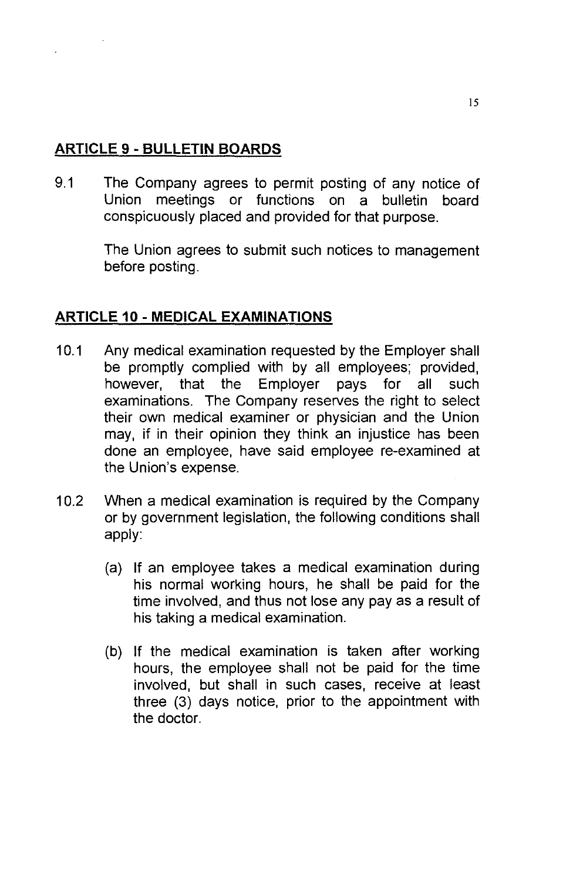## ARTICLE 9 - BULLETIN BOARDS

9.1 The Company agrees to permit posting of any notice of Union meetings or functions on a bulletin board conspicuously placed and provided for that purpose.

The Union agrees to submit such notices to management before posting.

## ARTICLE 10 - MEDICAL EXAMINATIONS

10.1 Any medical examination requested by the Employer shall be promptly complied with by all employees; provided, however, that the Employer pays for all such examinations. The Company reserves the right to select their own medical examiner or physician and the Union may, if in their opinion they think an injustice has been done an employee, have said employee re-examined at the Union's expense.

10.2 When a medical examination is required by the Company or by government legislation, the following conditions shall apply:

(a) If an employee takes a medical examination during his normal working hours, he shall be paid for the time involved, and thus not lose any pay as a result of his taking a medical examination.

(b) If the medical examination is taken after working hours, the employee shall not be paid for the time involved, but shall in such cases, receive at least three (3) days notice, prior to the appointment with the doctor.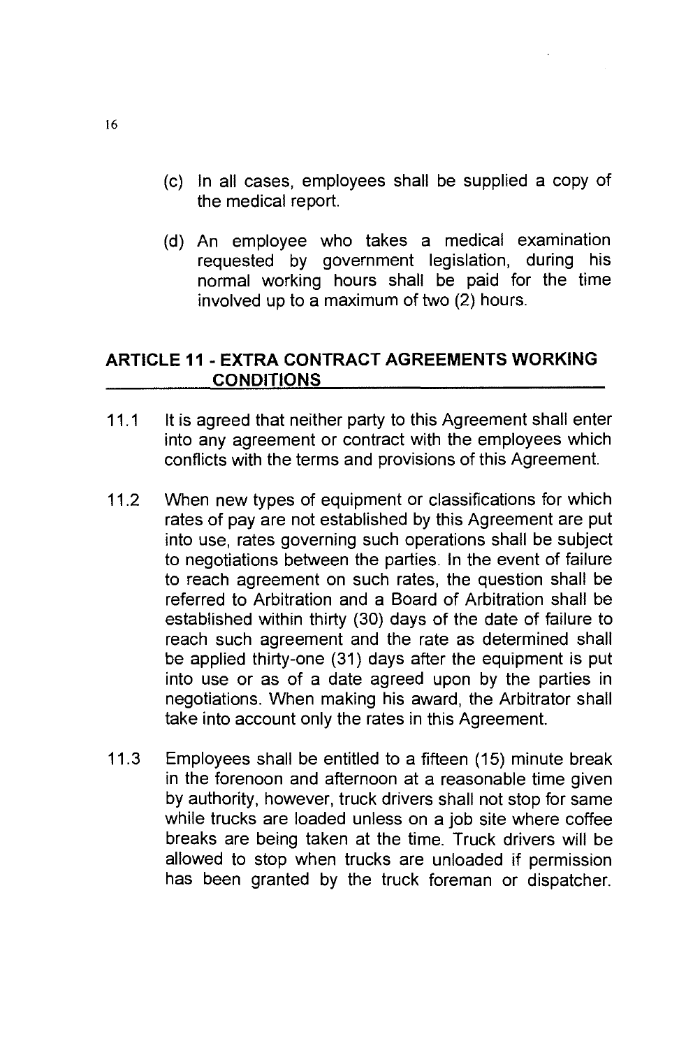(c) In all cases, employees shall be supplied a copy of the medical report.

(d) An employee who takes a medical examination requested by government legislation, during his normal working hours shall be paid for the time involved up to a maximum of two (2) hours.

## ARTICLE 11 - EXTRA CONTRACT AGREEMENTS WORKING CONDITIONS

11.1 It is agreed that neither party to this Agreement shall enter into any agreement or contract with the employees which conflicts with the terms and provisions of this Agreement.

11.2 When new types of equipment or classifications for which rates of pay are not established by this Agreement are put into use, rates governing such operations shall be subject to negotiations between the parties. In the event of failure to reach agreement on such rates, the question shall be referred to Arbitration and a Board of Arbitration shall be established within thirty (30) days of the date of failure to reach such agreement and the rate as determined shall be applied thirty-one (31) days after the equipment is put into use or as of a date agreed upon by the parties in negotiations. When making his award, the Arbitrator shall take into account only the rates in this Agreement.

11.3 Employees shall be entitled to a fifteen (15) minute break in the forenoon and afternoon at a reasonable time given by authority, however, truck drivers shall not stop for same while trucks are loaded unless on a job site where coffee breaks are being taken at the time. Truck drivers will be allowed to stop when trucks are unloaded if permission has been granted by the truck foreman or dispatcher.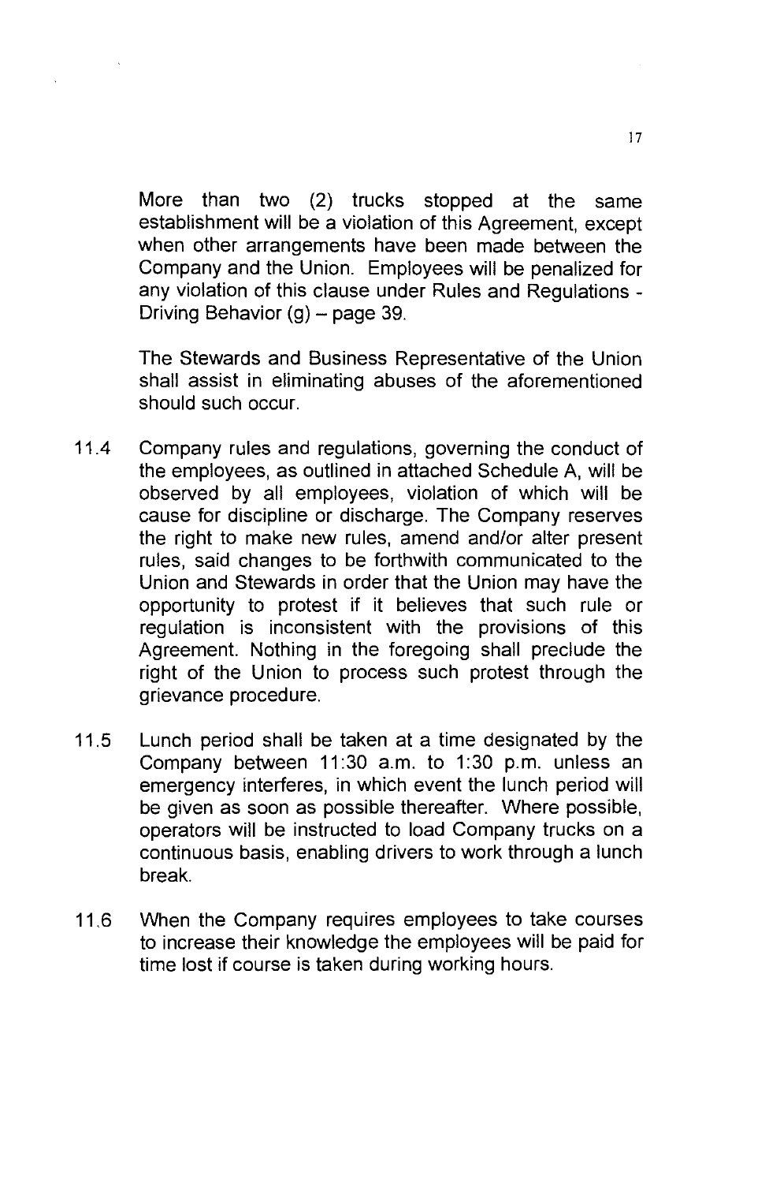More than two (2) trucks stopped at the same establishment will be a violation of this Agreement, except when other arrangements have been made between the Company and the Union. Employees will be penalized for any violation of this clause under Rules and Regulations - Driving Behavior (g) – page 39.

The Stewards and Business Representative of the Union shall assist in eliminating abuses of the aforementioned should such occur.

11.4 Company rules and regulations, governing the conduct of the employees, as outlined in attached Schedule A, will be observed by all employees, violation of which will be cause for discipline or discharge. The Company reserves the right to make new rules, amend and/or alter present rules, said changes to be forthwith communicated to the Union and Stewards in order that the Union may have the opportunity to protest if it believes that such rule or regulation is inconsistent with the provisions of this Agreement. Nothing in the foregoing shall preclude the right of the Union to process such protest through the grievance procedure.

11.5 Lunch period shall be taken at a time designated by the Company between 11:30 a.m. to 1:30 p.m. unless an emergency interferes, in which event the lunch period will be given as soon as possible thereafter. Where possible, operators will be instructed to load Company trucks on a continuous basis, enabling drivers to work through a lunch break.

11.6 When the Company requires employees to take courses to increase their knowledge the employees will be paid for time lost if course is taken during working hours.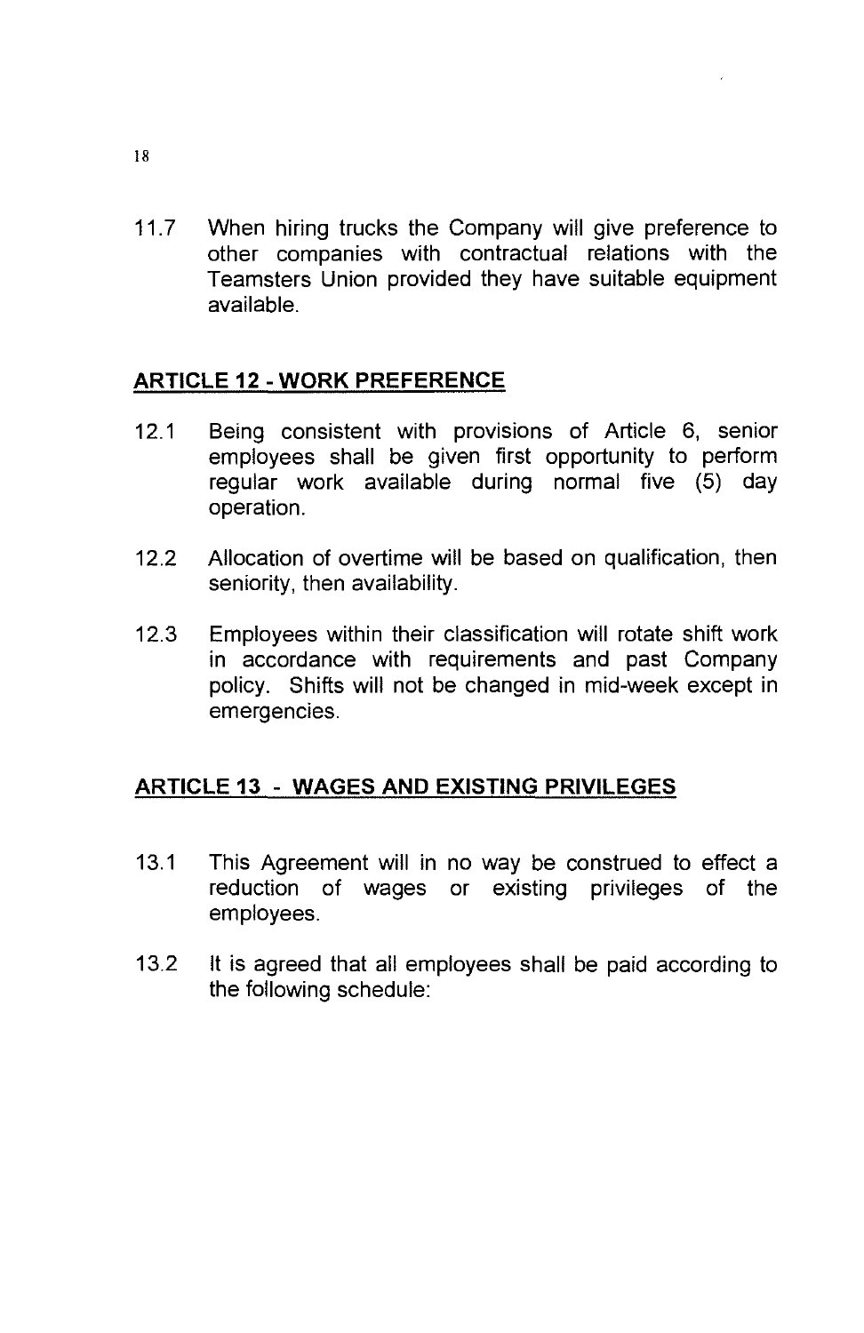11.7 When hiring trucks the Company will give preference to other companies with contractual relations with the Teamsters Union provided they have suitable equipment available.

## ARTICLE 12 - WORK PREFERENCE

12.1 Being consistent with provisions of Article 6, senior employees shall be given first opportunity to perform regular work available during normal five (5) day operation.

12.2 Allocation of overtime will be based on qualification, then seniority, then availability.

12.3 Employees within their classification will rotate shift work in accordance with requirements and past Company policy. Shifts will not be changed in mid-week except in emergencies.

## ARTICLE 13 - WAGES AND EXISTING PRIVILEGES

13.1 This Agreement will in no way be construed to effect a reduction of wages or existing privileges of the employees.

13.2 It is agreed that all employees shall be paid according to the following schedule: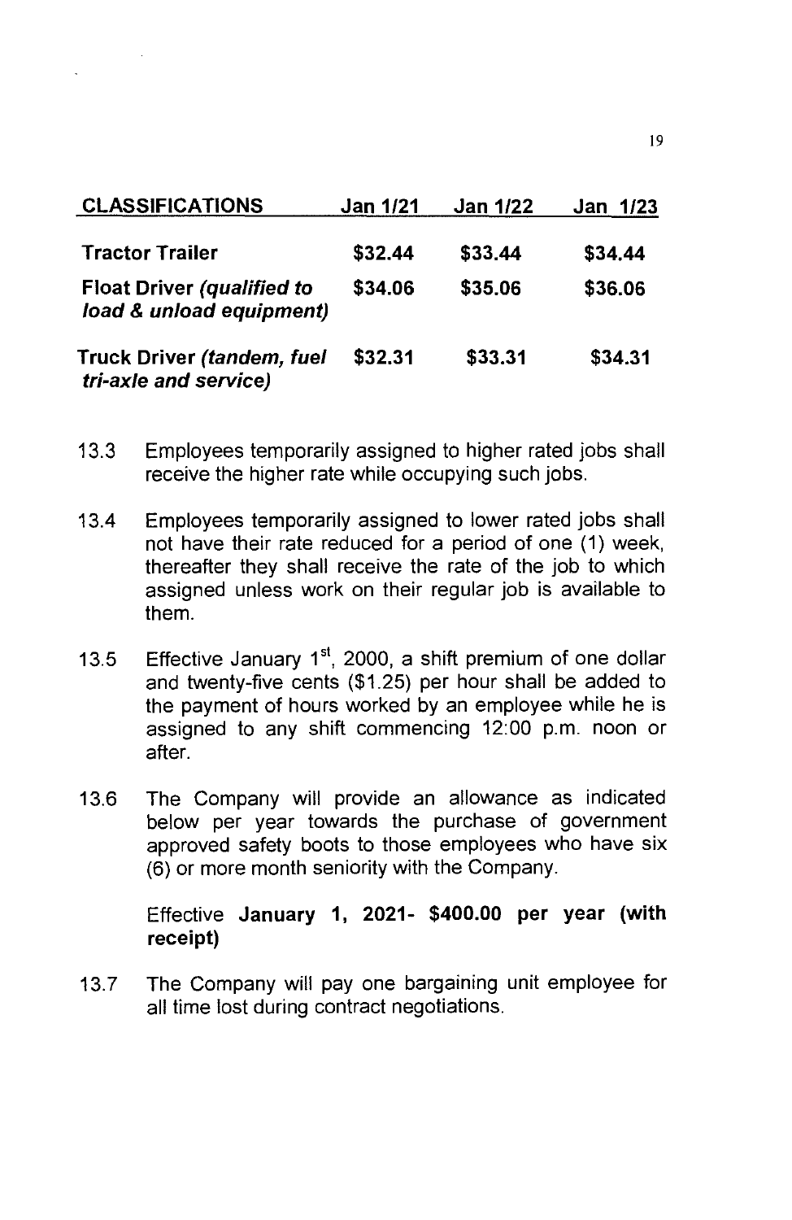| CLASSIFICATIONS | Jan 1/21 | Jan 1/22 | Jan 1/23 |
|---|---|---|---|
| **Tractor Trailer** | **$32.44** | **$33.44** | **$34.44** |
| **Float Driver *(qualified to load & unload equipment)*** | **$34.06** | **$35.06** | **$36.06** |
| **Truck Driver *(tandem, fuel tri-axle and service)*** | **$32.31** | **$33.31** | **$34.31** |

13.3 Employees temporarily assigned to higher rated jobs shall receive the higher rate while occupying such jobs.

13.4 Employees temporarily assigned to lower rated jobs shall not have their rate reduced for a period of one (1) week, thereafter they shall receive the rate of the job to which assigned unless work on their regular job is available to them.

13.5 Effective January 1st, 2000, a shift premium of one dollar and twenty-five cents ($1.25) per hour shall be added to the payment of hours worked by an employee while he is assigned to any shift commencing 12:00 p.m. noon or after.

13.6 The Company will provide an allowance as indicated below per year towards the purchase of government approved safety boots to those employees who have six (6) or more month seniority with the Company.

Effective **January 1, 2021- $400.00 per year (with receipt)**

13.7 The Company will pay one bargaining unit employee for all time lost during contract negotiations.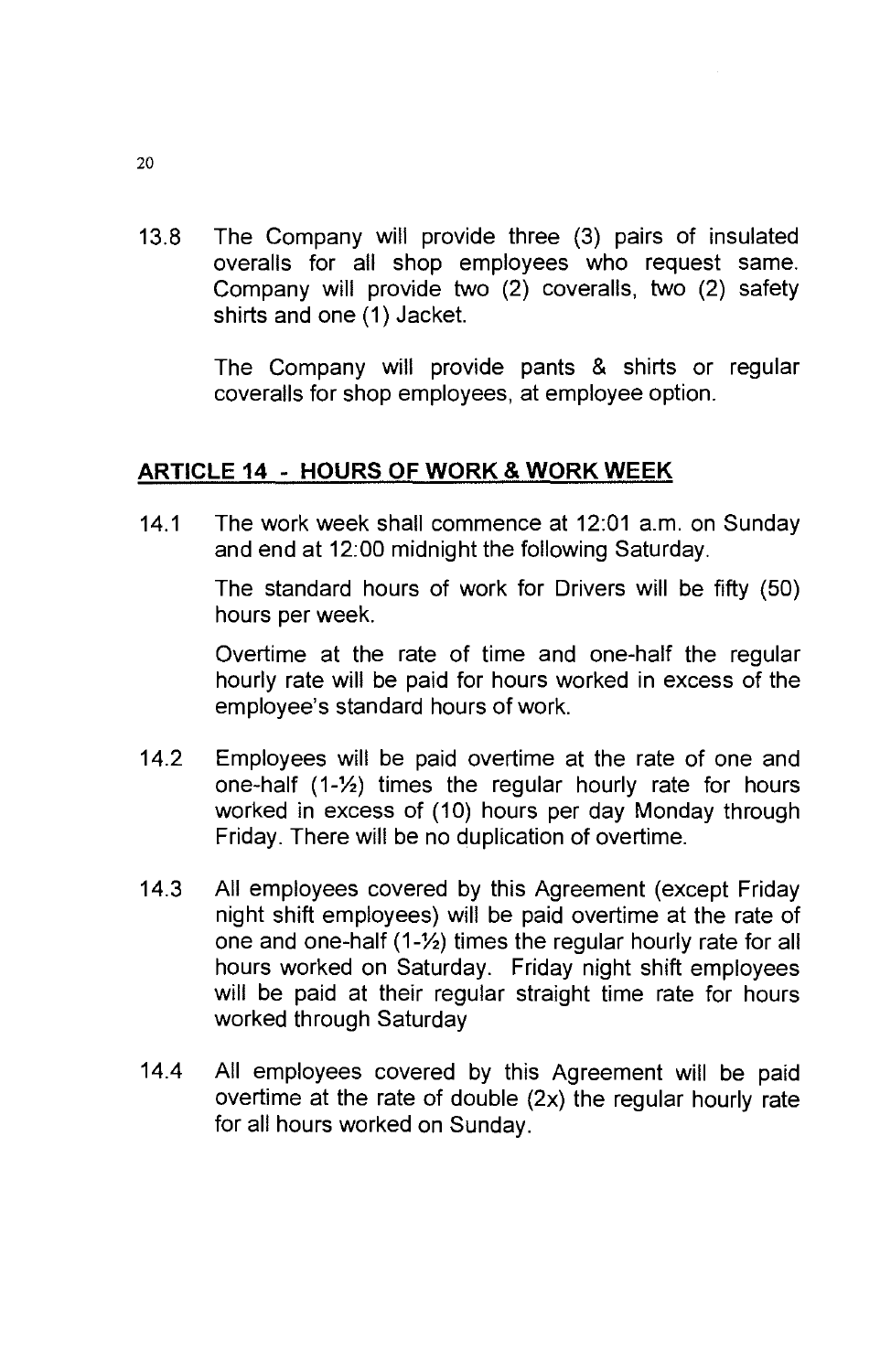13.8 The Company will provide three (3) pairs of insulated overalls for all shop employees who request same. Company will provide two (2) coveralls, two (2) safety shirts and one (1) Jacket.

The Company will provide pants & shirts or regular coveralls for shop employees, at employee option.

## ARTICLE 14 - HOURS OF WORK & WORK WEEK

14.1 The work week shall commence at 12:01 a.m. on Sunday and end at 12:00 midnight the following Saturday.

The standard hours of work for Drivers will be fifty (50) hours per week.

Overtime at the rate of time and one-half the regular hourly rate will be paid for hours worked in excess of the employee's standard hours of work.

14.2 Employees will be paid overtime at the rate of one and one-half (1-½) times the regular hourly rate for hours worked in excess of (10) hours per day Monday through Friday. There will be no duplication of overtime.

14.3 All employees covered by this Agreement (except Friday night shift employees) will be paid overtime at the rate of one and one-half (1-½) times the regular hourly rate for all hours worked on Saturday. Friday night shift employees will be paid at their regular straight time rate for hours worked through Saturday

14.4 All employees covered by this Agreement will be paid overtime at the rate of double (2x) the regular hourly rate for all hours worked on Sunday.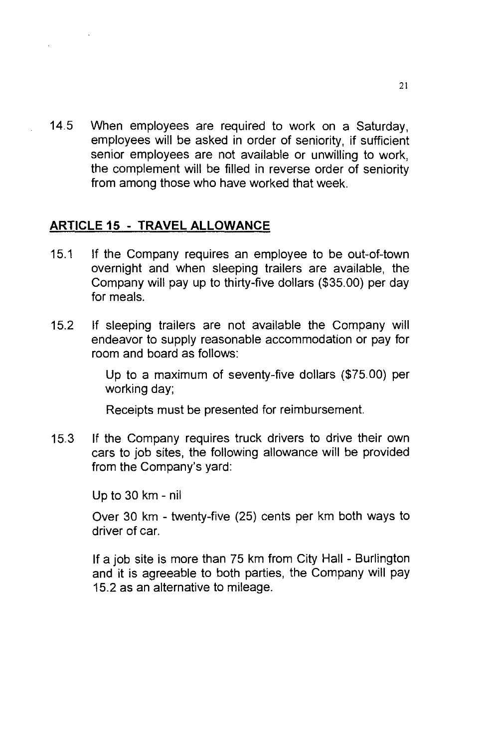14.5 When employees are required to work on a Saturday, employees will be asked in order of seniority, if sufficient senior employees are not available or unwilling to work, the complement will be filled in reverse order of seniority from among those who have worked that week.

## ARTICLE 15 - TRAVEL ALLOWANCE

15.1 If the Company requires an employee to be out-of-town overnight and when sleeping trailers are available, the Company will pay up to thirty-five dollars ($35.00) per day for meals.

15.2 If sleeping trailers are not available the Company will endeavor to supply reasonable accommodation or pay for room and board as follows:

Up to a maximum of seventy-five dollars ($75.00) per working day;

Receipts must be presented for reimbursement.

15.3 If the Company requires truck drivers to drive their own cars to job sites, the following allowance will be provided from the Company's yard:

Up to 30 km - nil

Over 30 km - twenty-five (25) cents per km both ways to driver of car.

If a job site is more than 75 km from City Hall - Burlington and it is agreeable to both parties, the Company will pay 15.2 as an alternative to mileage.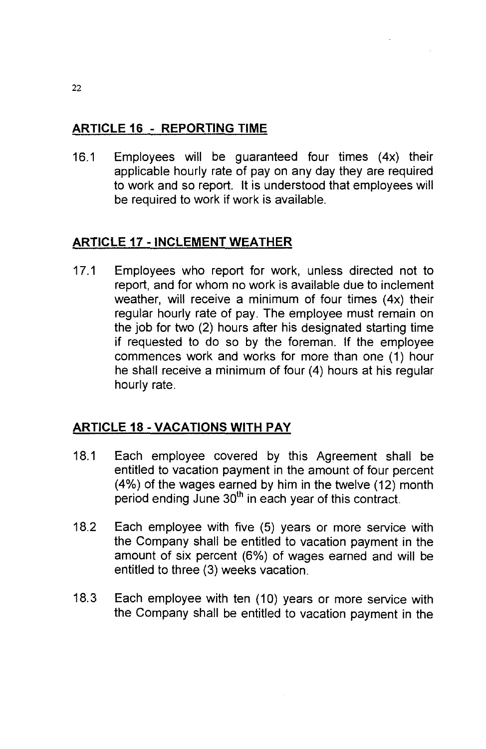## ARTICLE 16 - REPORTING TIME

16.1 Employees will be guaranteed four times (4x) their applicable hourly rate of pay on any day they are required to work and so report. It is understood that employees will be required to work if work is available.

## ARTICLE 17 - INCLEMENT WEATHER

17.1 Employees who report for work, unless directed not to report, and for whom no work is available due to inclement weather, will receive a minimum of four times (4x) their regular hourly rate of pay. The employee must remain on the job for two (2) hours after his designated starting time if requested to do so by the foreman. If the employee commences work and works for more than one (1) hour he shall receive a minimum of four (4) hours at his regular hourly rate.

## ARTICLE 18 - VACATIONS WITH PAY

18.1 Each employee covered by this Agreement shall be entitled to vacation payment in the amount of four percent (4%) of the wages earned by him in the twelve (12) month period ending June 30th in each year of this contract.

18.2 Each employee with five (5) years or more service with the Company shall be entitled to vacation payment in the amount of six percent (6%) of wages earned and will be entitled to three (3) weeks vacation.

18.3 Each employee with ten (10) years or more service with the Company shall be entitled to vacation payment in the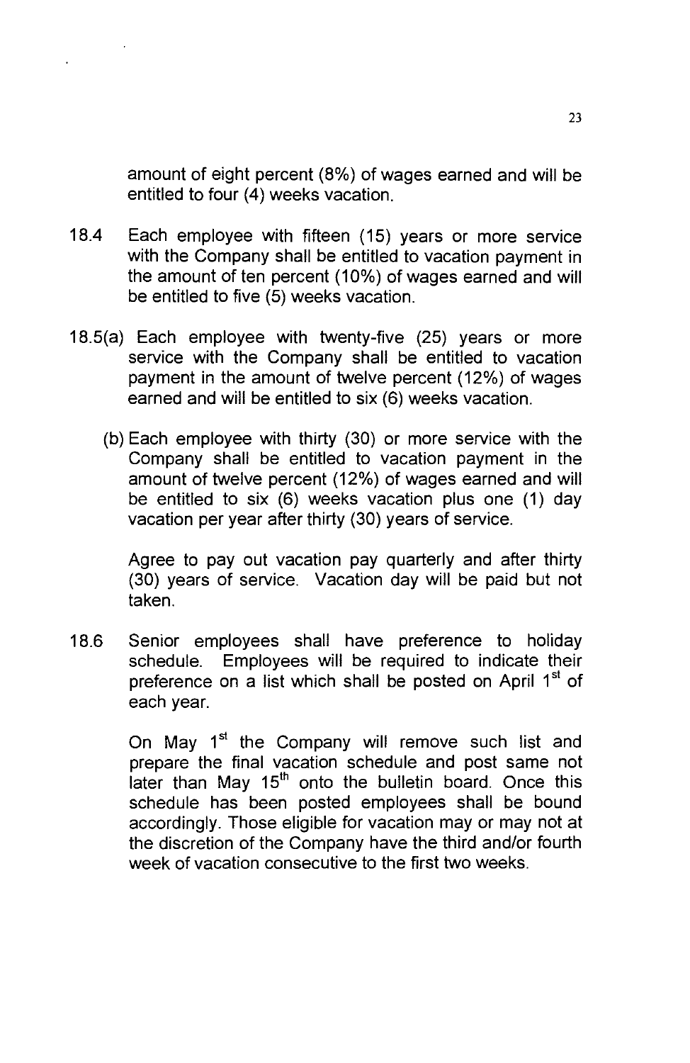amount of eight percent (8%) of wages earned and will be entitled to four (4) weeks vacation.

18.4 Each employee with fifteen (15) years or more service with the Company shall be entitled to vacation payment in the amount of ten percent (10%) of wages earned and will be entitled to five (5) weeks vacation.

18.5(a) Each employee with twenty-five (25) years or more service with the Company shall be entitled to vacation payment in the amount of twelve percent (12%) of wages earned and will be entitled to six (6) weeks vacation.

(b) Each employee with thirty (30) or more service with the Company shall be entitled to vacation payment in the amount of twelve percent (12%) of wages earned and will be entitled to six (6) weeks vacation plus one (1) day vacation per year after thirty (30) years of service.

Agree to pay out vacation pay quarterly and after thirty (30) years of service. Vacation day will be paid but not taken.

18.6 Senior employees shall have preference to holiday schedule. Employees will be required to indicate their preference on a list which shall be posted on April 1st of each year.

On May 1st the Company will remove such list and prepare the final vacation schedule and post same not later than May 15th onto the bulletin board. Once this schedule has been posted employees shall be bound accordingly. Those eligible for vacation may or may not at the discretion of the Company have the third and/or fourth week of vacation consecutive to the first two weeks.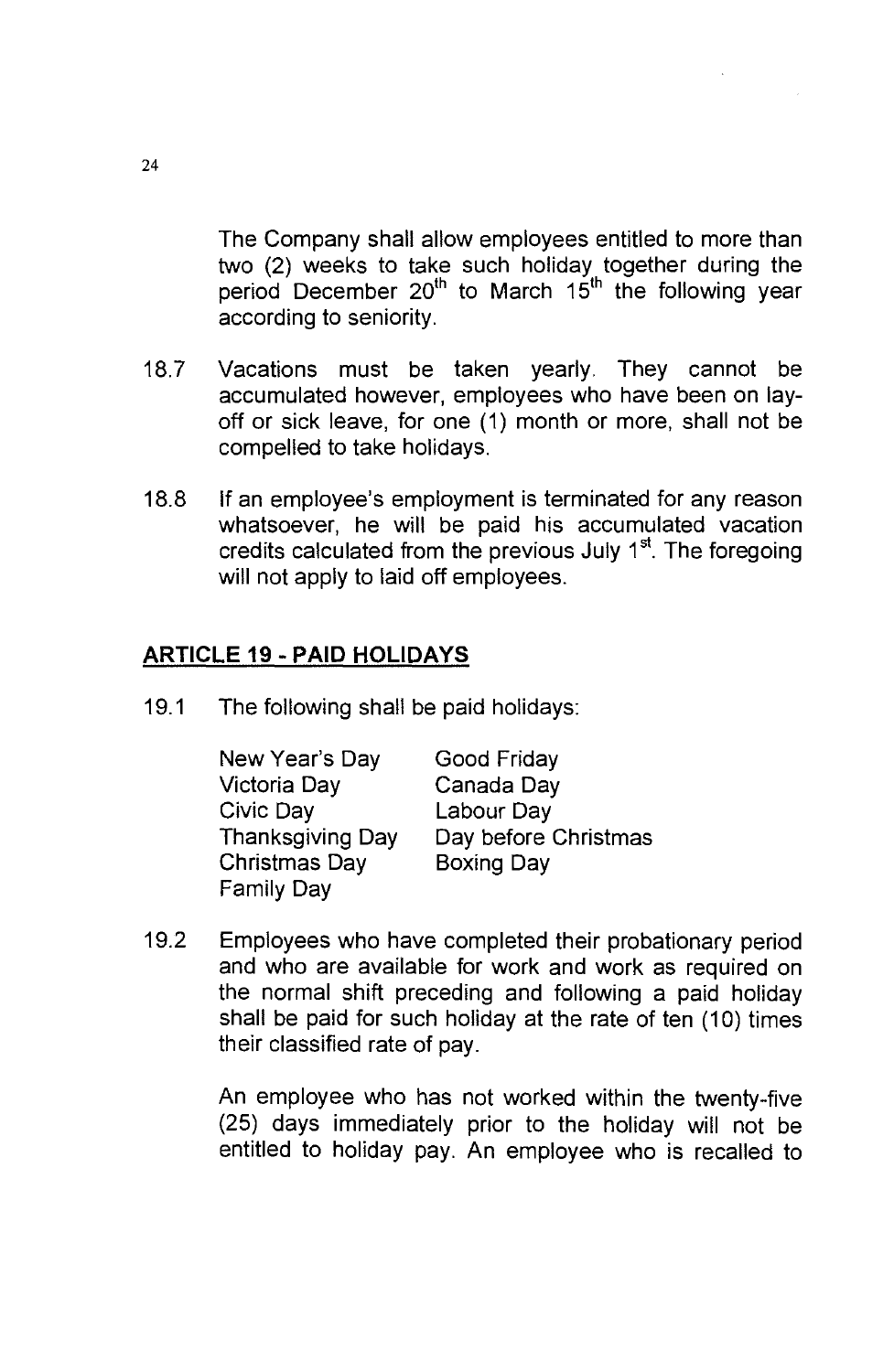The Company shall allow employees entitled to more than two (2) weeks to take such holiday together during the period December 20th to March 15th the following year according to seniority.

18.7 Vacations must be taken yearly. They cannot be accumulated however, employees who have been on lay-off or sick leave, for one (1) month or more, shall not be compelled to take holidays.

18.8 If an employee's employment is terminated for any reason whatsoever, he will be paid his accumulated vacation credits calculated from the previous July 1st. The foregoing will not apply to laid off employees.

## ARTICLE 19 - PAID HOLIDAYS

19.1 The following shall be paid holidays:

| | |
|---|---|
| New Year's Day | Good Friday |
| Victoria Day | Canada Day |
| Civic Day | Labour Day |
| Thanksgiving Day | Day before Christmas |
| Christmas Day | Boxing Day |
| Family Day | |

19.2 Employees who have completed their probationary period and who are available for work and work as required on the normal shift preceding and following a paid holiday shall be paid for such holiday at the rate of ten (10) times their classified rate of pay.

An employee who has not worked within the twenty-five (25) days immediately prior to the holiday will not be entitled to holiday pay. An employee who is recalled to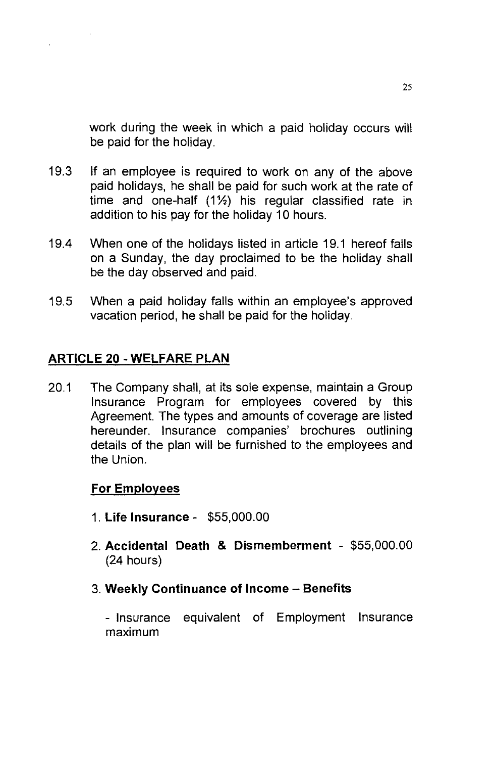work during the week in which a paid holiday occurs will be paid for the holiday.

19.3 If an employee is required to work on any of the above paid holidays, he shall be paid for such work at the rate of time and one-half (1½) his regular classified rate in addition to his pay for the holiday 10 hours.

19.4 When one of the holidays listed in article 19.1 hereof falls on a Sunday, the day proclaimed to be the holiday shall be the day observed and paid.

19.5 When a paid holiday falls within an employee's approved vacation period, he shall be paid for the holiday.

## ARTICLE 20 - WELFARE PLAN

20.1 The Company shall, at its sole expense, maintain a Group Insurance Program for employees covered by this Agreement. The types and amounts of coverage are listed hereunder. Insurance companies' brochures outlining details of the plan will be furnished to the employees and the Union.

**For Employees**

1. **Life Insurance** - $55,000.00
2. **Accidental Death & Dismemberment** - $55,000.00 (24 hours)
3. **Weekly Continuance of Income – Benefits**

   - Insurance equivalent of Employment Insurance maximum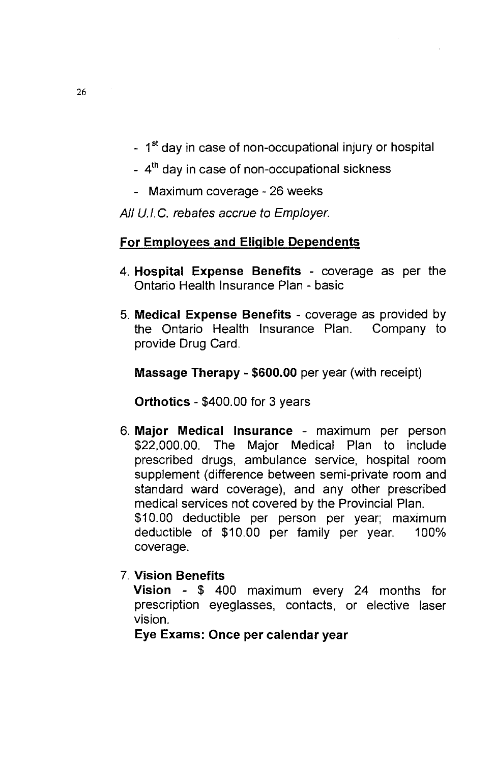- 1st day in case of non-occupational injury or hospital
- 4th day in case of non-occupational sickness
- Maximum coverage - 26 weeks

*All U.I.C. rebates accrue to Employer.*

**For Employees and Eligible Dependents**

4. **Hospital Expense Benefits** - coverage as per the Ontario Health Insurance Plan - basic

5. **Medical Expense Benefits** - coverage as provided by the Ontario Health Insurance Plan. Company to provide Drug Card.

   **Massage Therapy - $600.00** per year (with receipt)

   **Orthotics** - $400.00 for 3 years

6. **Major Medical Insurance** - maximum per person $22,000.00. The Major Medical Plan to include prescribed drugs, ambulance service, hospital room supplement (difference between semi-private room and standard ward coverage), and any other prescribed medical services not covered by the Provincial Plan.
   $10.00 deductible per person per year; maximum deductible of $10.00 per family per year. 100% coverage.

7. **Vision Benefits**
   **Vision** - $ 400 maximum every 24 months for prescription eyeglasses, contacts, or elective laser vision.
   **Eye Exams: Once per calendar year**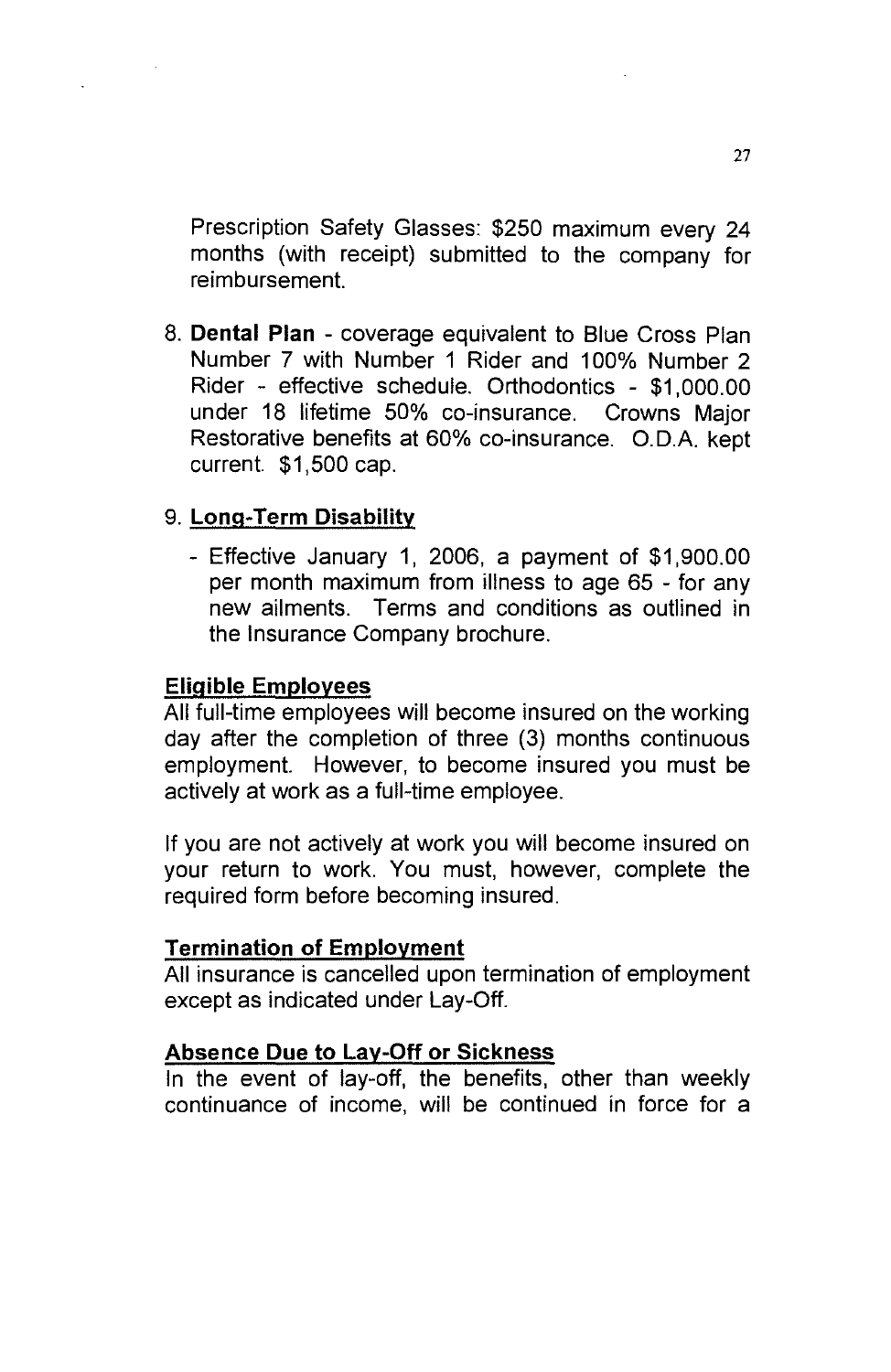Prescription Safety Glasses: $250 maximum every 24 months (with receipt) submitted to the company for reimbursement.

8. **Dental Plan** - coverage equivalent to Blue Cross Plan Number 7 with Number 1 Rider and 100% Number 2 Rider - effective schedule. Orthodontics - $1,000.00 under 18 lifetime 50% co-insurance. Crowns Major Restorative benefits at 60% co-insurance. O.D.A. kept current. $1,500 cap.

9. **Long-Term Disability**

   - Effective January 1, 2006, a payment of $1,900.00 per month maximum from illness to age 65 - for any new ailments. Terms and conditions as outlined in the Insurance Company brochure.

**Eligible Employees**

All full-time employees will become insured on the working day after the completion of three (3) months continuous employment. However, to become insured you must be actively at work as a full-time employee.

If you are not actively at work you will become insured on your return to work. You must, however, complete the required form before becoming insured.

**Termination of Employment**

All insurance is cancelled upon termination of employment except as indicated under Lay-Off.

**Absence Due to Lay-Off or Sickness**

In the event of lay-off, the benefits, other than weekly continuance of income, will be continued in force for a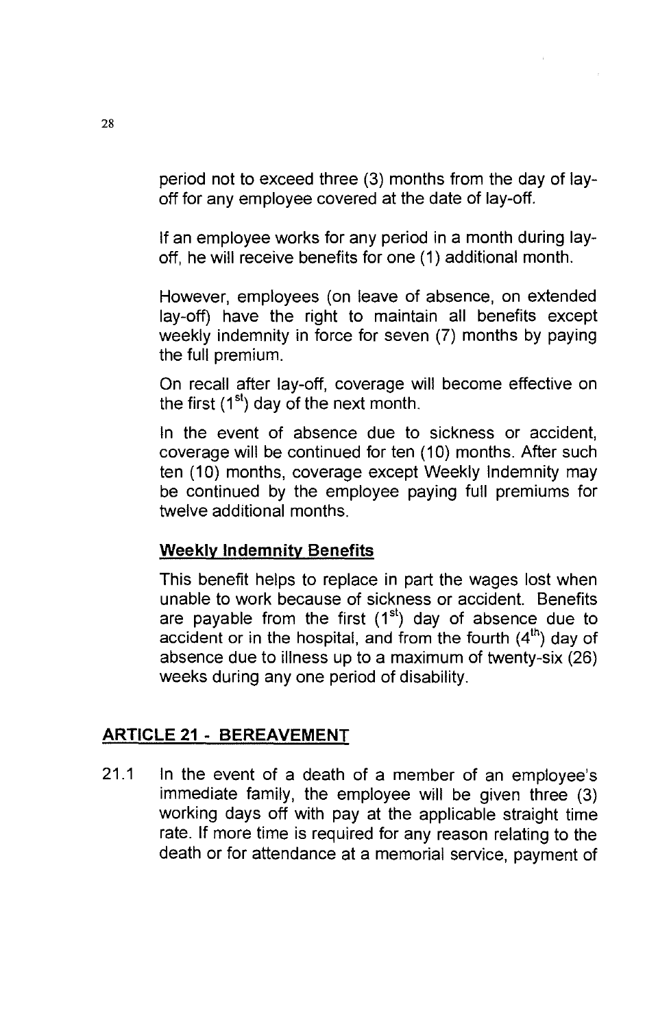period not to exceed three (3) months from the day of lay-off for any employee covered at the date of lay-off.

If an employee works for any period in a month during lay-off, he will receive benefits for one (1) additional month.

However, employees (on leave of absence, on extended lay-off) have the right to maintain all benefits except weekly indemnity in force for seven (7) months by paying the full premium.

On recall after lay-off, coverage will become effective on the first (1st) day of the next month.

In the event of absence due to sickness or accident, coverage will be continued for ten (10) months. After such ten (10) months, coverage except Weekly Indemnity may be continued by the employee paying full premiums for twelve additional months.

**Weekly Indemnity Benefits**

This benefit helps to replace in part the wages lost when unable to work because of sickness or accident. Benefits are payable from the first (1st) day of absence due to accident or in the hospital, and from the fourth (4th) day of absence due to illness up to a maximum of twenty-six (26) weeks during any one period of disability.

## ARTICLE 21 - BEREAVEMENT

21.1 In the event of a death of a member of an employee's immediate family, the employee will be given three (3) working days off with pay at the applicable straight time rate. If more time is required for any reason relating to the death or for attendance at a memorial service, payment of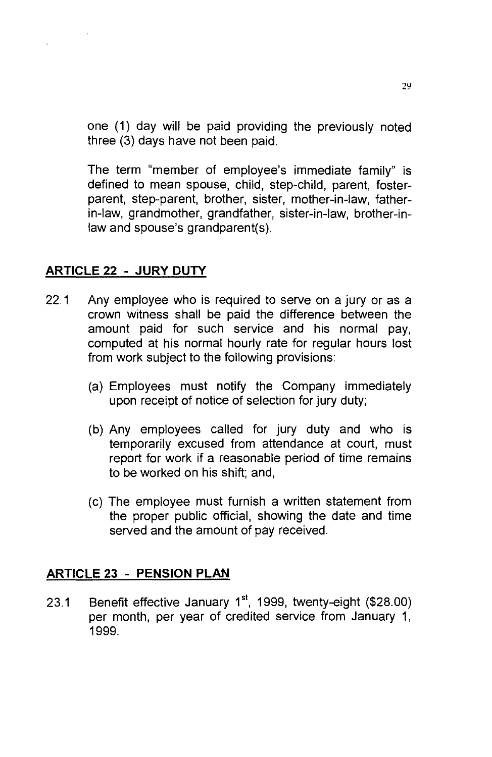one (1) day will be paid providing the previously noted three (3) days have not been paid.

The term "member of employee's immediate family" is defined to mean spouse, child, step-child, parent, foster-parent, step-parent, brother, sister, mother-in-law, father-in-law, grandmother, grandfather, sister-in-law, brother-in-law and spouse's grandparent(s).

## ARTICLE 22 - JURY DUTY

22.1 Any employee who is required to serve on a jury or as a crown witness shall be paid the difference between the amount paid for such service and his normal pay, computed at his normal hourly rate for regular hours lost from work subject to the following provisions:

(a) Employees must notify the Company immediately upon receipt of notice of selection for jury duty;

(b) Any employees called for jury duty and who is temporarily excused from attendance at court, must report for work if a reasonable period of time remains to be worked on his shift; and,

(c) The employee must furnish a written statement from the proper public official, showing the date and time served and the amount of pay received.

## ARTICLE 23 - PENSION PLAN

23.1 Benefit effective January 1st, 1999, twenty-eight ($28.00) per month, per year of credited service from January 1, 1999.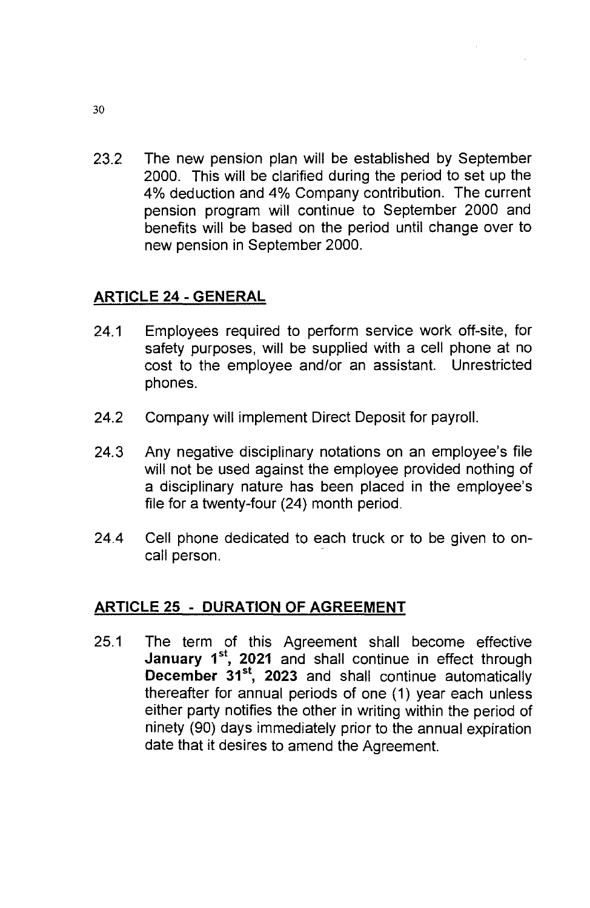23.2 The new pension plan will be established by September 2000. This will be clarified during the period to set up the 4% deduction and 4% Company contribution. The current pension program will continue to September 2000 and benefits will be based on the period until change over to new pension in September 2000.

## ARTICLE 24 - GENERAL

24.1 Employees required to perform service work off-site, for safety purposes, will be supplied with a cell phone at no cost to the employee and/or an assistant. Unrestricted phones.

24.2 Company will implement Direct Deposit for payroll.

24.3 Any negative disciplinary notations on an employee's file will not be used against the employee provided nothing of a disciplinary nature has been placed in the employee's file for a twenty-four (24) month period.

24.4 Cell phone dedicated to each truck or to be given to on-call person.

## ARTICLE 25 - DURATION OF AGREEMENT

25.1 The term of this Agreement shall become effective **January 1st, 2021** and shall continue in effect through **December 31st, 2023** and shall continue automatically thereafter for annual periods of one (1) year each unless either party notifies the other in writing within the period of ninety (90) days immediately prior to the annual expiration date that it desires to amend the Agreement.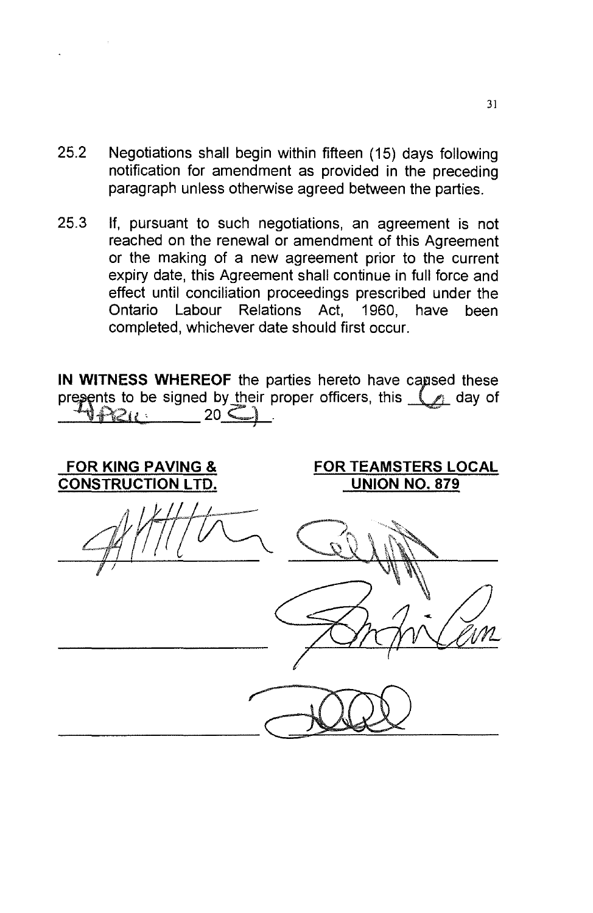25.2 Negotiations shall begin within fifteen (15) days following notification for amendment as provided in the preceding paragraph unless otherwise agreed between the parties.

25.3 If, pursuant to such negotiations, an agreement is not reached on the renewal or amendment of this Agreement or the making of a new agreement prior to the current expiry date, this Agreement shall continue in full force and effect until conciliation proceedings prescribed under the Ontario Labour Relations Act, 1960, have been completed, whichever date should first occur.

**IN WITNESS WHEREOF** the parties hereto have caused these presents to be signed by their proper officers, this 6 day of April 2021.

| FOR KING PAVING & CONSTRUCTION LTD. | FOR TEAMSTERS LOCAL UNION NO. 879 |
|---|---|
| _______________ | _______________ |
| _______________ | _______________ |
| _______________ | _______________ |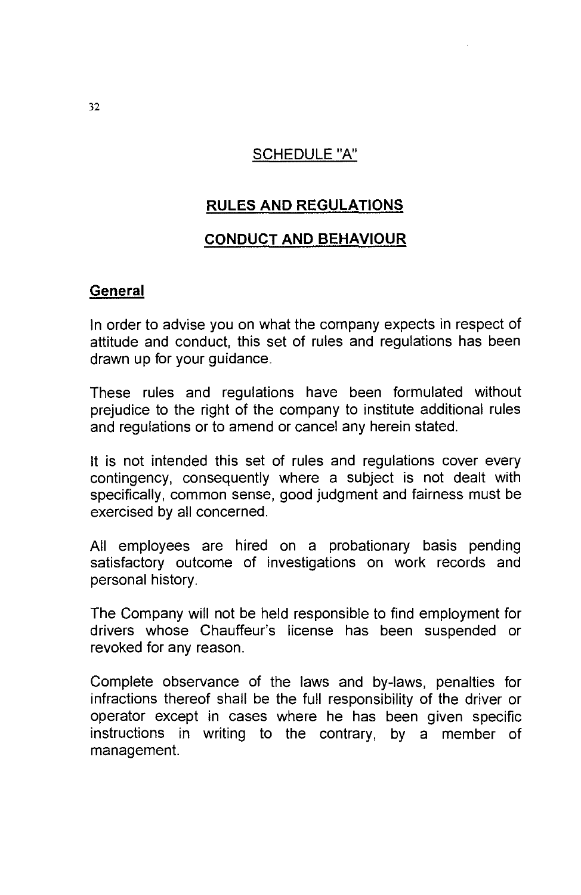## SCHEDULE "A"

## RULES AND REGULATIONS

## CONDUCT AND BEHAVIOUR

### General

In order to advise you on what the company expects in respect of attitude and conduct, this set of rules and regulations has been drawn up for your guidance.

These rules and regulations have been formulated without prejudice to the right of the company to institute additional rules and regulations or to amend or cancel any herein stated.

It is not intended this set of rules and regulations cover every contingency, consequently where a subject is not dealt with specifically, common sense, good judgment and fairness must be exercised by all concerned.

All employees are hired on a probationary basis pending satisfactory outcome of investigations on work records and personal history.

The Company will not be held responsible to find employment for drivers whose Chauffeur's license has been suspended or revoked for any reason.

Complete observance of the laws and by-laws, penalties for infractions thereof shall be the full responsibility of the driver or operator except in cases where he has been given specific instructions in writing to the contrary, by a member of management.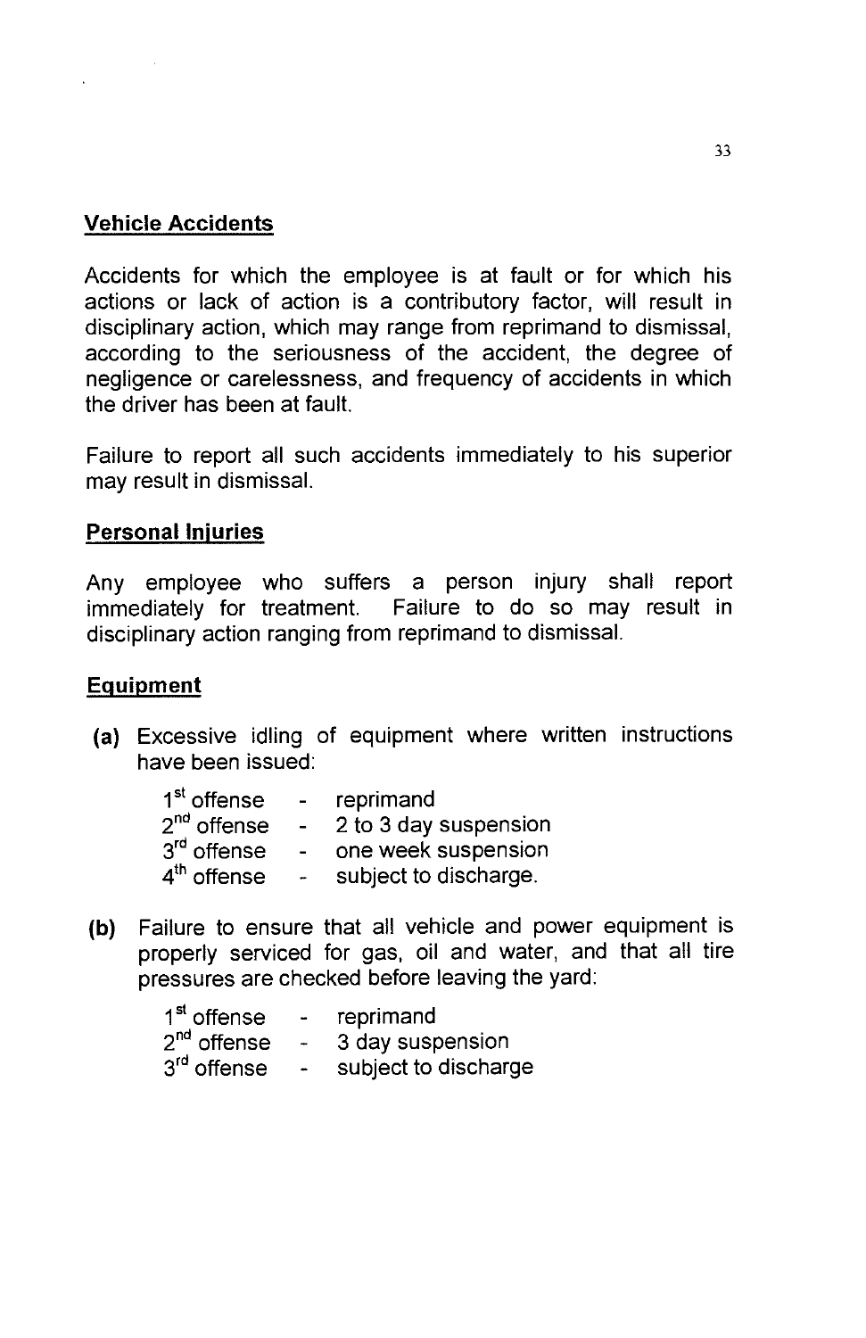## Vehicle Accidents

Accidents for which the employee is at fault or for which his actions or lack of action is a contributory factor, will result in disciplinary action, which may range from reprimand to dismissal, according to the seriousness of the accident, the degree of negligence or carelessness, and frequency of accidents in which the driver has been at fault.

Failure to report all such accidents immediately to his superior may result in dismissal.

## Personal Injuries

Any employee who suffers a person injury shall report immediately for treatment. Failure to do so may result in disciplinary action ranging from reprimand to dismissal.

## Equipment

**(a)** Excessive idling of equipment where written instructions have been issued:

1st offense - reprimand
2nd offense - 2 to 3 day suspension
3rd offense - one week suspension
4th offense - subject to discharge.

**(b)** Failure to ensure that all vehicle and power equipment is properly serviced for gas, oil and water, and that all tire pressures are checked before leaving the yard:

1st offense - reprimand
2nd offense - 3 day suspension
3rd offense - subject to discharge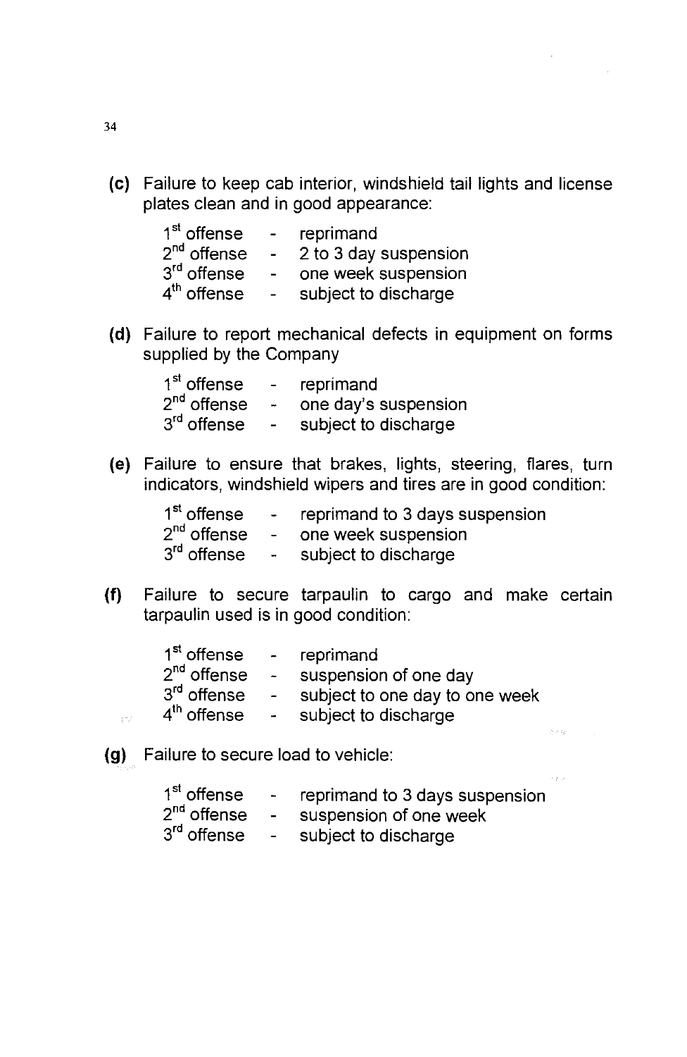**(c)** Failure to keep cab interior, windshield tail lights and license plates clean and in good appearance:

1st offense - reprimand
2nd offense - 2 to 3 day suspension
3rd offense - one week suspension
4th offense - subject to discharge

**(d)** Failure to report mechanical defects in equipment on forms supplied by the Company

1st offense - reprimand
2nd offense - one day's suspension
3rd offense - subject to discharge

**(e)** Failure to ensure that brakes, lights, steering, flares, turn indicators, windshield wipers and tires are in good condition:

1st offense - reprimand to 3 days suspension
2nd offense - one week suspension
3rd offense - subject to discharge

**(f)** Failure to secure tarpaulin to cargo and make certain tarpaulin used is in good condition:

1st offense - reprimand
2nd offense - suspension of one day
3rd offense - subject to one day to one week
4th offense - subject to discharge

**(g)** Failure to secure load to vehicle:

1st offense - reprimand to 3 days suspension
2nd offense - suspension of one week
3rd offense - subject to discharge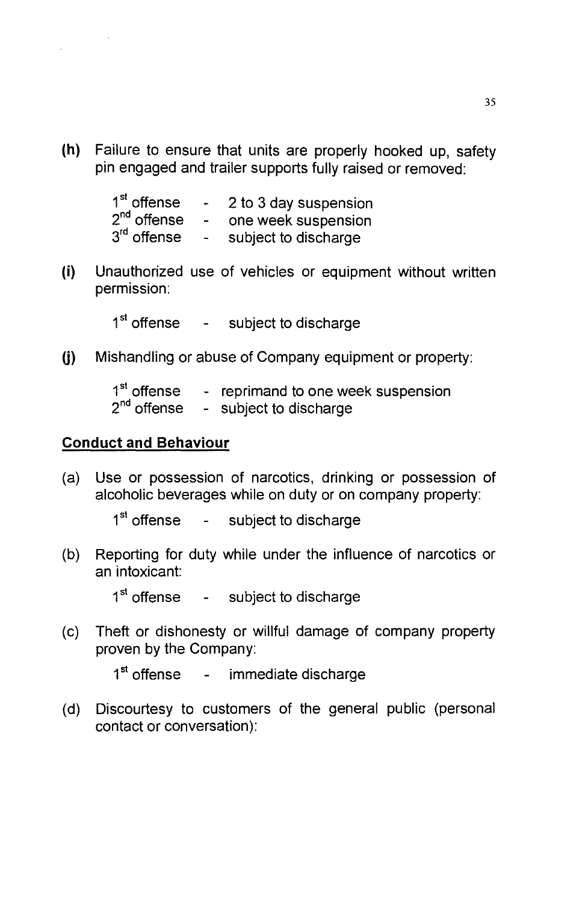**(h)** Failure to ensure that units are properly hooked up, safety pin engaged and trailer supports fully raised or removed:

1st offense - 2 to 3 day suspension
2nd offense - one week suspension
3rd offense - subject to discharge

**(i)** Unauthorized use of vehicles or equipment without written permission:

1st offense - subject to discharge

**(j)** Mishandling or abuse of Company equipment or property:

1st offense - reprimand to one week suspension
2nd offense - subject to discharge

**<u>Conduct and Behaviour</u>**

(a) Use or possession of narcotics, drinking or possession of alcoholic beverages while on duty or on company property:

1st offense - subject to discharge

(b) Reporting for duty while under the influence of narcotics or an intoxicant:

1st offense - subject to discharge

(c) Theft or dishonesty or willful damage of company property proven by the Company:

1st offense - immediate discharge

(d) Discourtesy to customers of the general public (personal contact or conversation):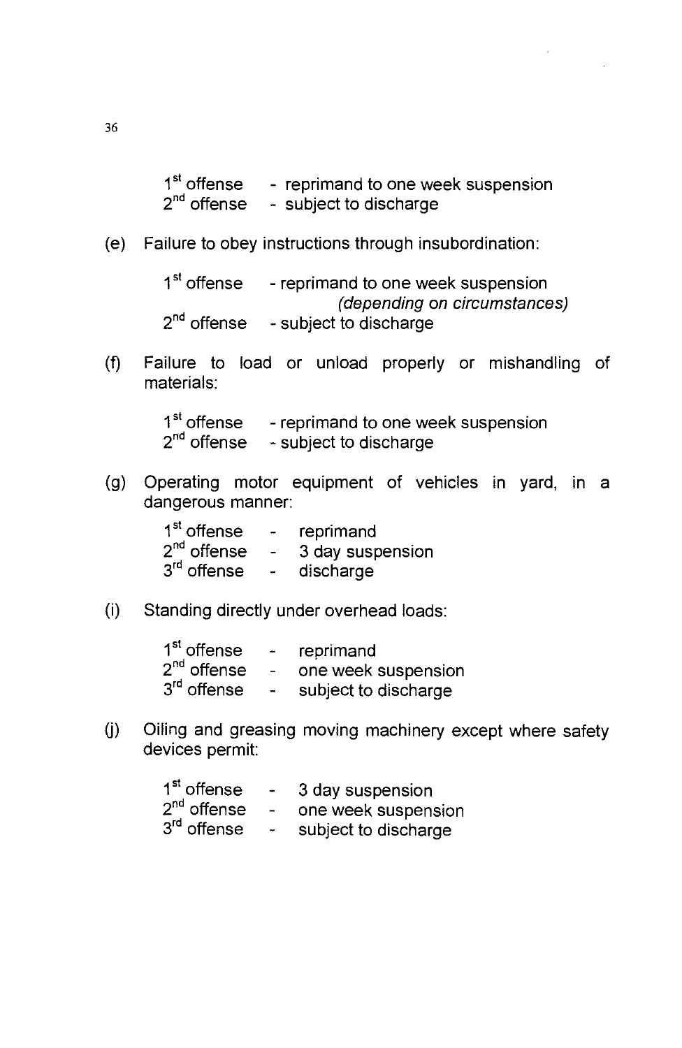1st offense - reprimand to one week suspension
2nd offense - subject to discharge

(e) Failure to obey instructions through insubordination:

1st offense - reprimand to one week suspension *(depending on circumstances)*
2nd offense - subject to discharge

(f) Failure to load or unload properly or mishandling of materials:

1st offense - reprimand to one week suspension
2nd offense - subject to discharge

(g) Operating motor equipment of vehicles in yard, in a dangerous manner:

1st offense - reprimand
2nd offense - 3 day suspension
3rd offense - discharge

(i) Standing directly under overhead loads:

1st offense - reprimand
2nd offense - one week suspension
3rd offense - subject to discharge

(j) Oiling and greasing moving machinery except where safety devices permit:

1st offense - 3 day suspension
2nd offense - one week suspension
3rd offense - subject to discharge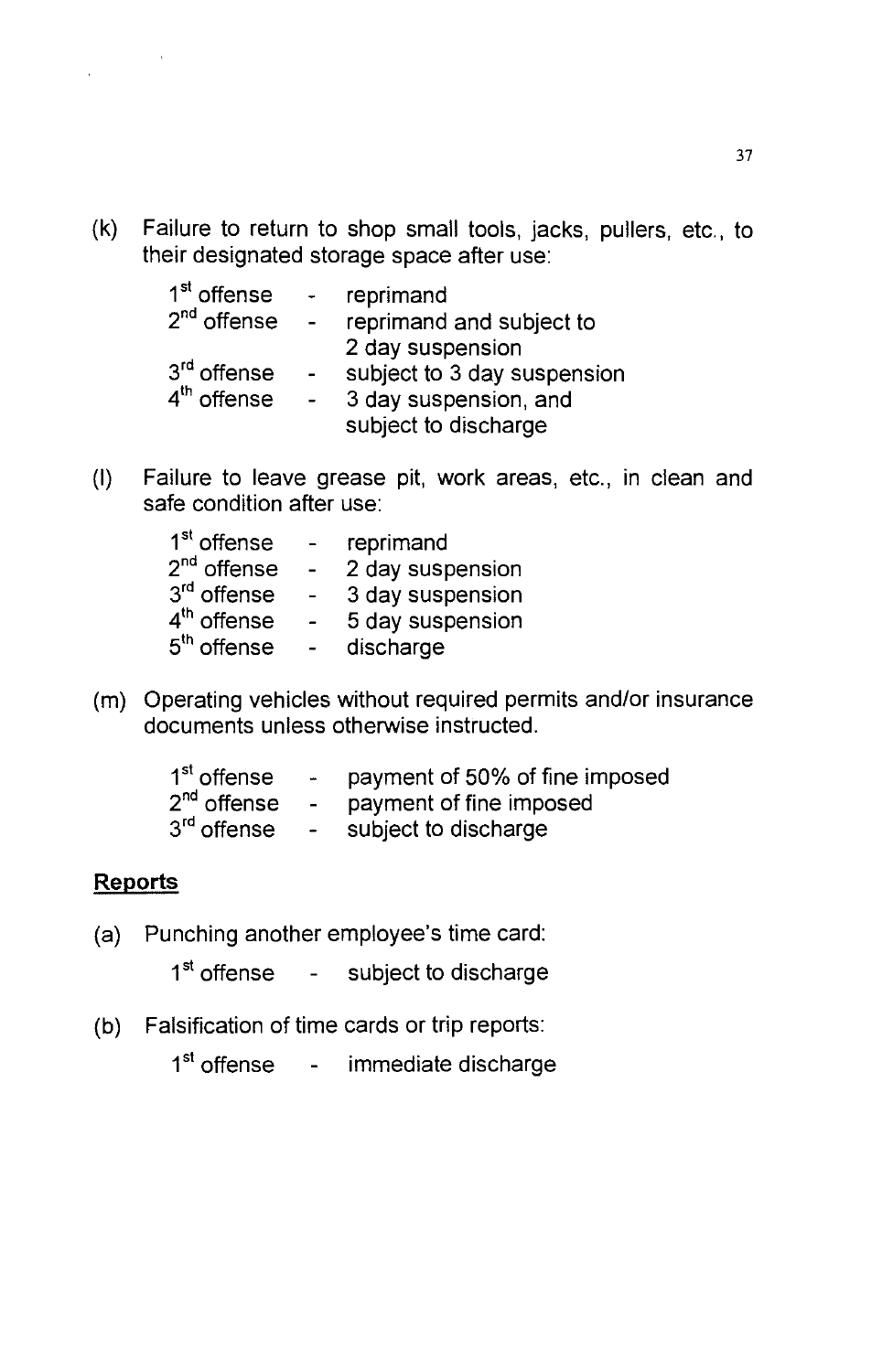(k) Failure to return to shop small tools, jacks, pullers, etc., to their designated storage space after use:

| | | |
|---|---|---|
| 1st offense | - | reprimand |
| 2nd offense | - | reprimand and subject to 2 day suspension |
| 3rd offense | - | subject to 3 day suspension |
| 4th offense | - | 3 day suspension, and subject to discharge |

(l) Failure to leave grease pit, work areas, etc., in clean and safe condition after use:

| | | |
|---|---|---|
| 1st offense | - | reprimand |
| 2nd offense | - | 2 day suspension |
| 3rd offense | - | 3 day suspension |
| 4th offense | - | 5 day suspension |
| 5th offense | - | discharge |

(m) Operating vehicles without required permits and/or insurance documents unless otherwise instructed.

| | | |
|---|---|---|
| 1st offense | - | payment of 50% of fine imposed |
| 2nd offense | - | payment of fine imposed |
| 3rd offense | - | subject to discharge |

**Reports**

(a) Punching another employee's time card:

1st offense - subject to discharge

(b) Falsification of time cards or trip reports:

1st offense - immediate discharge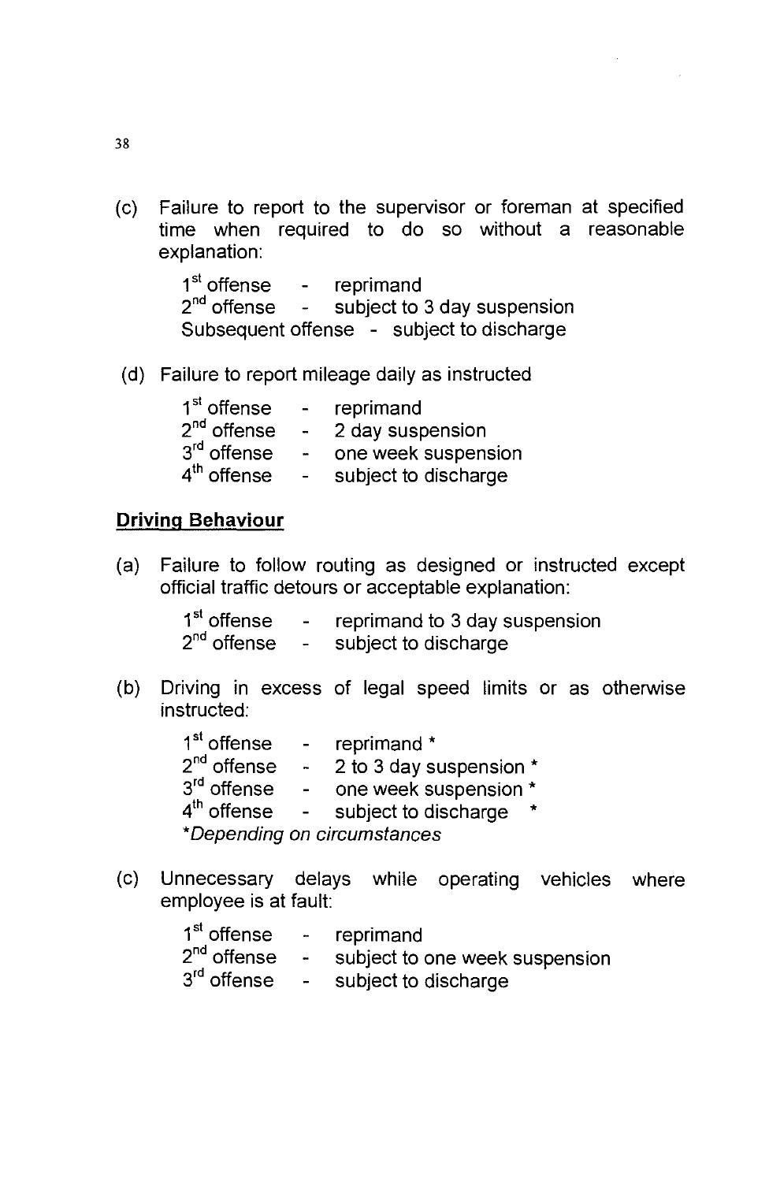(c) Failure to report to the supervisor or foreman at specified time when required to do so without a reasonable explanation:

1st offense - reprimand
2nd offense - subject to 3 day suspension
Subsequent offense - subject to discharge

(d) Failure to report mileage daily as instructed

1st offense - reprimand
2nd offense - 2 day suspension
3rd offense - one week suspension
4th offense - subject to discharge

**Driving Behaviour**

(a) Failure to follow routing as designed or instructed except official traffic detours or acceptable explanation:

1st offense - reprimand to 3 day suspension
2nd offense - subject to discharge

(b) Driving in excess of legal speed limits or as otherwise instructed:

1st offense - reprimand *
2nd offense - 2 to 3 day suspension *
3rd offense - one week suspension *
4th offense - subject to discharge *
*Depending on circumstances*

(c) Unnecessary delays while operating vehicles where employee is at fault:

1st offense - reprimand
2nd offense - subject to one week suspension
3rd offense - subject to discharge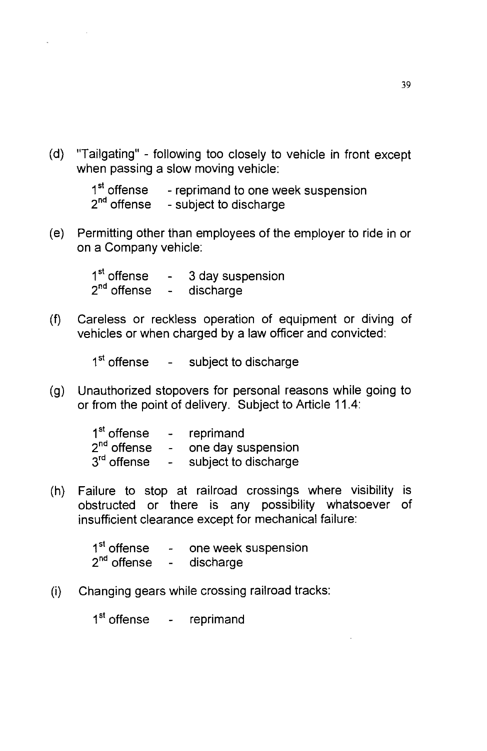(d) "Tailgating" - following too closely to vehicle in front except when passing a slow moving vehicle:

1st offense - reprimand to one week suspension
2nd offense - subject to discharge

(e) Permitting other than employees of the employer to ride in or on a Company vehicle:

1st offense - 3 day suspension
2nd offense - discharge

(f) Careless or reckless operation of equipment or diving of vehicles or when charged by a law officer and convicted:

1st offense - subject to discharge

(g) Unauthorized stopovers for personal reasons while going to or from the point of delivery. Subject to Article 11.4:

1st offense - reprimand
2nd offense - one day suspension
3rd offense - subject to discharge

(h) Failure to stop at railroad crossings where visibility is obstructed or there is any possibility whatsoever of insufficient clearance except for mechanical failure:

1st offense - one week suspension
2nd offense - discharge

(i) Changing gears while crossing railroad tracks:

1st offense - reprimand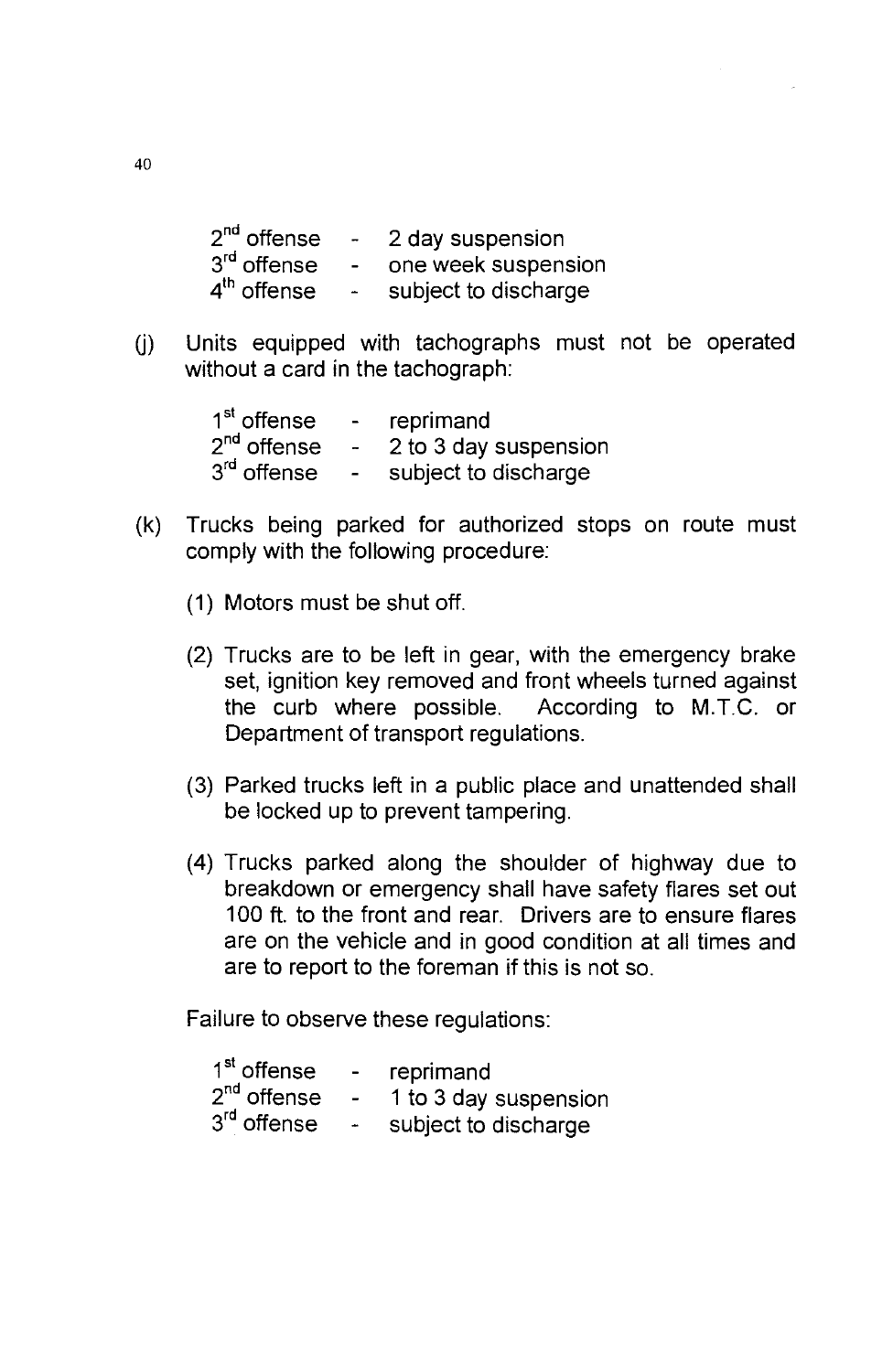2nd offense - 2 day suspension
3rd offense - one week suspension
4th offense - subject to discharge

(j) Units equipped with tachographs must not be operated without a card in the tachograph:

1st offense - reprimand
2nd offense - 2 to 3 day suspension
3rd offense - subject to discharge

(k) Trucks being parked for authorized stops on route must comply with the following procedure:

(1) Motors must be shut off.

(2) Trucks are to be left in gear, with the emergency brake set, ignition key removed and front wheels turned against the curb where possible. According to M.T.C. or Department of transport regulations.

(3) Parked trucks left in a public place and unattended shall be locked up to prevent tampering.

(4) Trucks parked along the shoulder of highway due to breakdown or emergency shall have safety flares set out 100 ft. to the front and rear. Drivers are to ensure flares are on the vehicle and in good condition at all times and are to report to the foreman if this is not so.

Failure to observe these regulations:

1st offense - reprimand
2nd offense - 1 to 3 day suspension
3rd offense - subject to discharge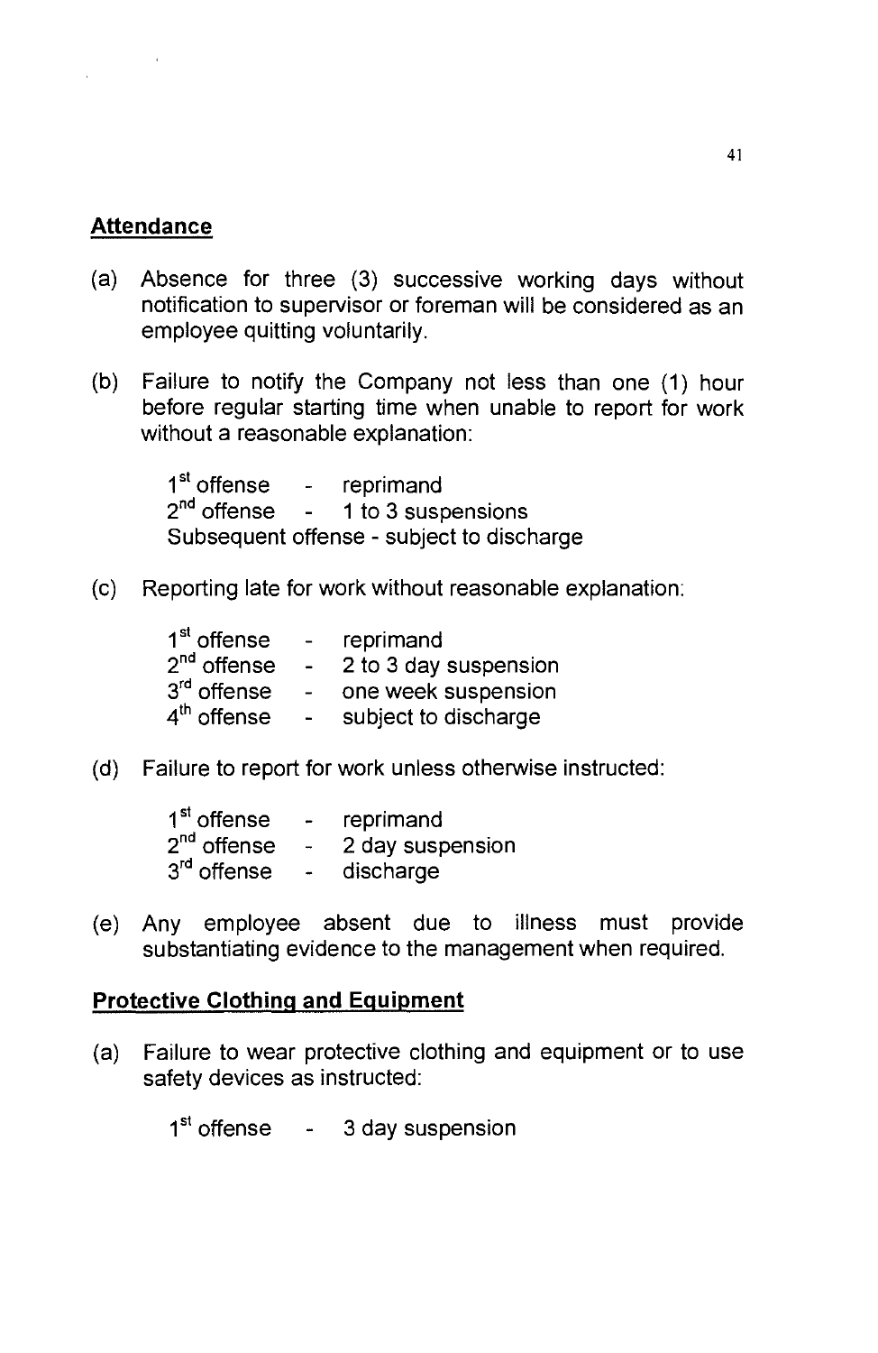**Attendance**

(a) Absence for three (3) successive working days without notification to supervisor or foreman will be considered as an employee quitting voluntarily.

(b) Failure to notify the Company not less than one (1) hour before regular starting time when unable to report for work without a reasonable explanation:

1st offense - reprimand
2nd offense - 1 to 3 suspensions
Subsequent offense - subject to discharge

(c) Reporting late for work without reasonable explanation:

1st offense - reprimand
2nd offense - 2 to 3 day suspension
3rd offense - one week suspension
4th offense - subject to discharge

(d) Failure to report for work unless otherwise instructed:

1st offense - reprimand
2nd offense - 2 day suspension
3rd offense - discharge

(e) Any employee absent due to illness must provide substantiating evidence to the management when required.

**Protective Clothing and Equipment**

(a) Failure to wear protective clothing and equipment or to use safety devices as instructed:

1st offense - 3 day suspension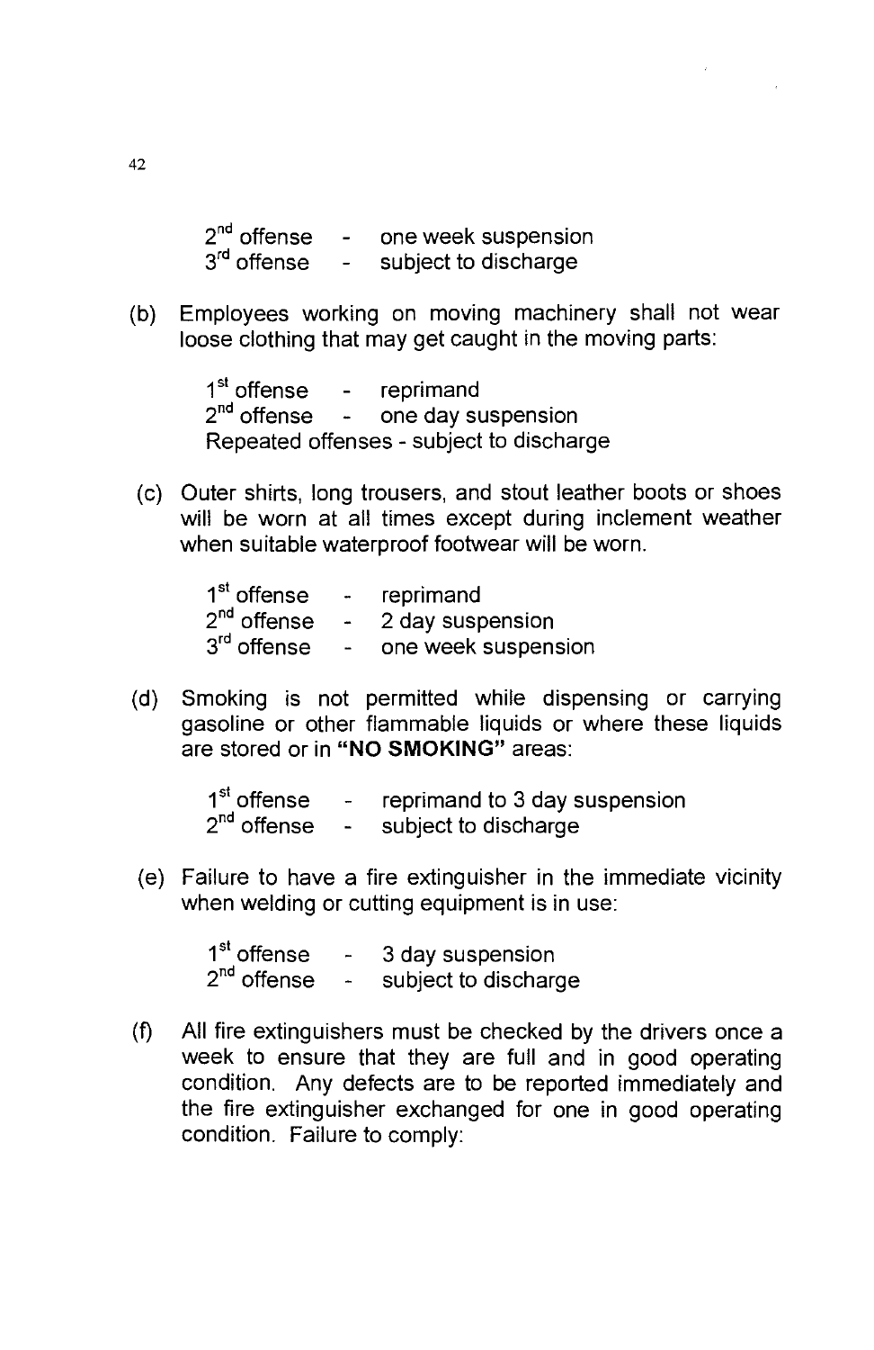2nd offense - one week suspension
3rd offense - subject to discharge

(b) Employees working on moving machinery shall not wear loose clothing that may get caught in the moving parts:

1st offense - reprimand
2nd offense - one day suspension
Repeated offenses - subject to discharge

(c) Outer shirts, long trousers, and stout leather boots or shoes will be worn at all times except during inclement weather when suitable waterproof footwear will be worn.

1st offense - reprimand
2nd offense - 2 day suspension
3rd offense - one week suspension

(d) Smoking is not permitted while dispensing or carrying gasoline or other flammable liquids or where these liquids are stored or in **"NO SMOKING"** areas:

1st offense - reprimand to 3 day suspension
2nd offense - subject to discharge

(e) Failure to have a fire extinguisher in the immediate vicinity when welding or cutting equipment is in use:

1st offense - 3 day suspension
2nd offense - subject to discharge

(f) All fire extinguishers must be checked by the drivers once a week to ensure that they are full and in good operating condition. Any defects are to be reported immediately and the fire extinguisher exchanged for one in good operating condition. Failure to comply: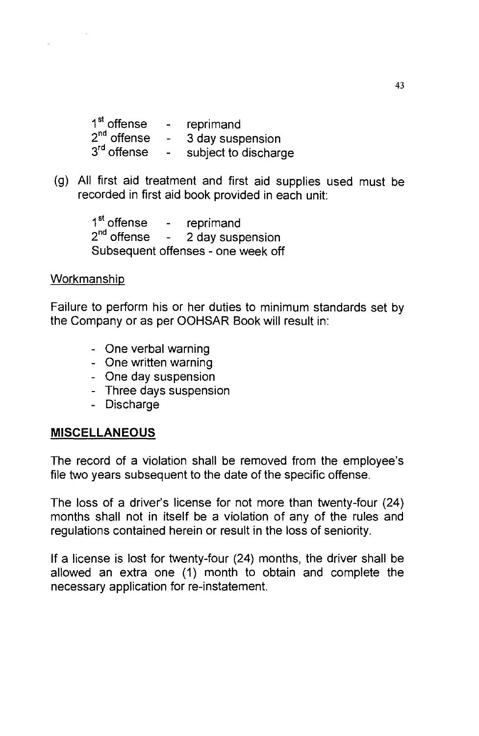1st offense - reprimand
2nd offense - 3 day suspension
3rd offense - subject to discharge

(g) All first aid treatment and first aid supplies used must be recorded in first aid book provided in each unit:

1st offense - reprimand
2nd offense - 2 day suspension
Subsequent offenses - one week off

Workmanship

Failure to perform his or her duties to minimum standards set by the Company or as per OOHSAR Book will result in:

- One verbal warning
- One written warning
- One day suspension
- Three days suspension
- Discharge

## MISCELLANEOUS

The record of a violation shall be removed from the employee's file two years subsequent to the date of the specific offense.

The loss of a driver's license for not more than twenty-four (24) months shall not in itself be a violation of any of the rules and regulations contained herein or result in the loss of seniority.

If a license is lost for twenty-four (24) months, the driver shall be allowed an extra one (1) month to obtain and complete the necessary application for re-instatement.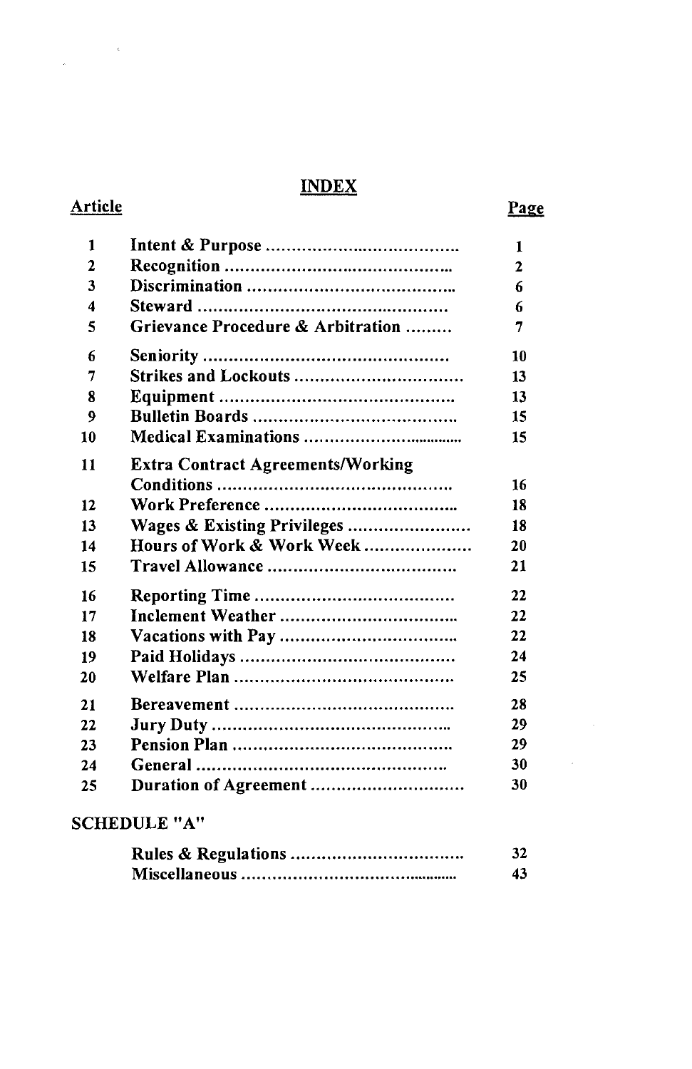# INDEX

| Article | | Page |
|---|---|---|
| 1 | Intent & Purpose | 1 |
| 2 | Recognition | 2 |
| 3 | Discrimination | 6 |
| 4 | Steward | 6 |
| 5 | Grievance Procedure & Arbitration | 7 |
| 6 | Seniority | 10 |
| 7 | Strikes and Lockouts | 13 |
| 8 | Equipment | 13 |
| 9 | Bulletin Boards | 15 |
| 10 | Medical Examinations | 15 |
| 11 | Extra Contract Agreements/Working Conditions | 16 |
| 12 | Work Preference | 18 |
| 13 | Wages & Existing Privileges | 18 |
| 14 | Hours of Work & Work Week | 20 |
| 15 | Travel Allowance | 21 |
| 16 | Reporting Time | 22 |
| 17 | Inclement Weather | 22 |
| 18 | Vacations with Pay | 22 |
| 19 | Paid Holidays | 24 |
| 20 | Welfare Plan | 25 |
| 21 | Bereavement | 28 |
| 22 | Jury Duty | 29 |
| 23 | Pension Plan | 29 |
| 24 | General | 30 |
| 25 | Duration of Agreement | 30 |

SCHEDULE "A"

| | | |
|---|---|---|
| | Rules & Regulations | 32 |
| | Miscellaneous | 43 |